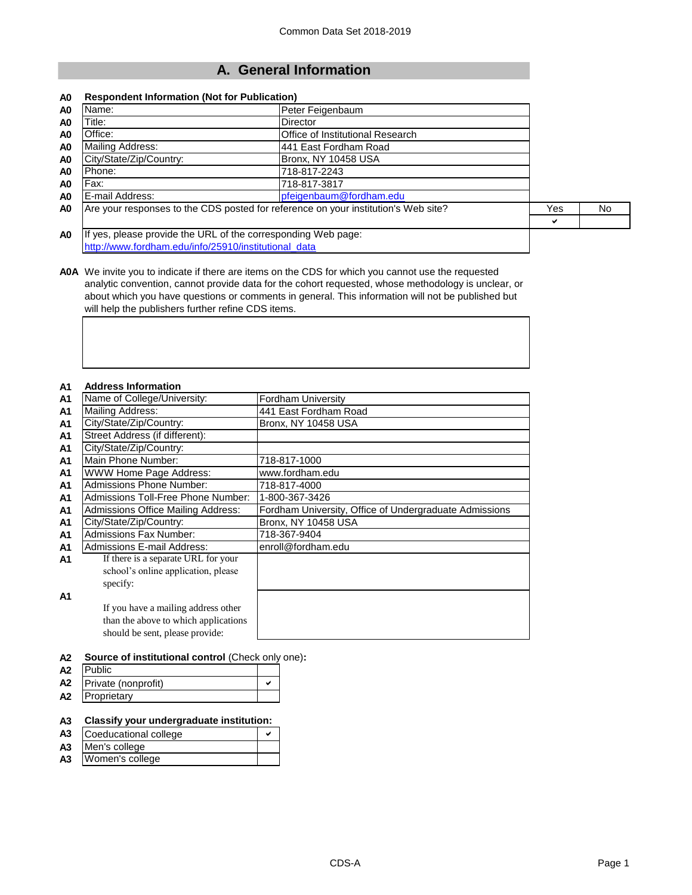# A. General Information

**A0 Respondent Information (Not for Publication)**

| A0 | | |
|---|---|---|
| A0 | Name: | Peter Feigenbaum |
| A0 | Title: | Director |
| A0 | Office: | Office of Institutional Research |
| A0 | Mailing Address: | 441 East Fordham Road |
| A0 | City/State/Zip/Country: | Bronx, NY 10458 USA |
| A0 | Phone: | 718-817-2243 |
| A0 | Fax: | 718-817-3817 |
| A0 | E-mail Address: | pfeigenbaum@fordham.edu |

| A0 | | Yes | No |
|---|---|---|---|
| A0 | Are your responses to the CDS posted for reference on your institution's Web site? | ✔ | |

A0 If yes, please provide the URL of the corresponding Web page:
http://www.fordham.edu/info/25910/institutional_data

**A0A** We invite you to indicate if there are items on the CDS for which you cannot use the requested analytic convention, cannot provide data for the cohort requested, whose methodology is unclear, or about which you have questions or comments in general. This information will not be published but will help the publishers further refine CDS items.

**A1 Address Information**

| A1 | | |
|---|---|---|
| A1 | Name of College/University: | Fordham University |
| A1 | Mailing Address: | 441 East Fordham Road |
| A1 | City/State/Zip/Country: | Bronx, NY 10458 USA |
| A1 | Street Address (if different): | |
| A1 | City/State/Zip/Country: | |
| A1 | Main Phone Number: | 718-817-1000 |
| A1 | WWW Home Page Address: | www.fordham.edu |
| A1 | Admissions Phone Number: | 718-817-4000 |
| A1 | Admissions Toll-Free Phone Number: | 1-800-367-3426 |
| A1 | Admissions Office Mailing Address: | Fordham University, Office of Undergraduate Admissions |
| A1 | City/State/Zip/Country: | Bronx, NY 10458 USA |
| A1 | Admissions Fax Number: | 718-367-9404 |
| A1 | Admissions E-mail Address: | enroll@fordham.edu |
| A1 | If there is a separate URL for your school's online application, please specify: | |
| A1 | If you have a mailing address other than the above to which applications should be sent, please provide: | |

**A2 Source of institutional control** (Check only one)**:**

| A2 | | |
|---|---|---|
| A2 | Public | |
| A2 | Private (nonprofit) | ✔ |
| A2 | Proprietary | |

**A3 Classify your undergraduate institution:**

| A3 | | |
|---|---|---|
| A3 | Coeducational college | ✔ |
| A3 | Men's college | |
| A3 | Women's college | |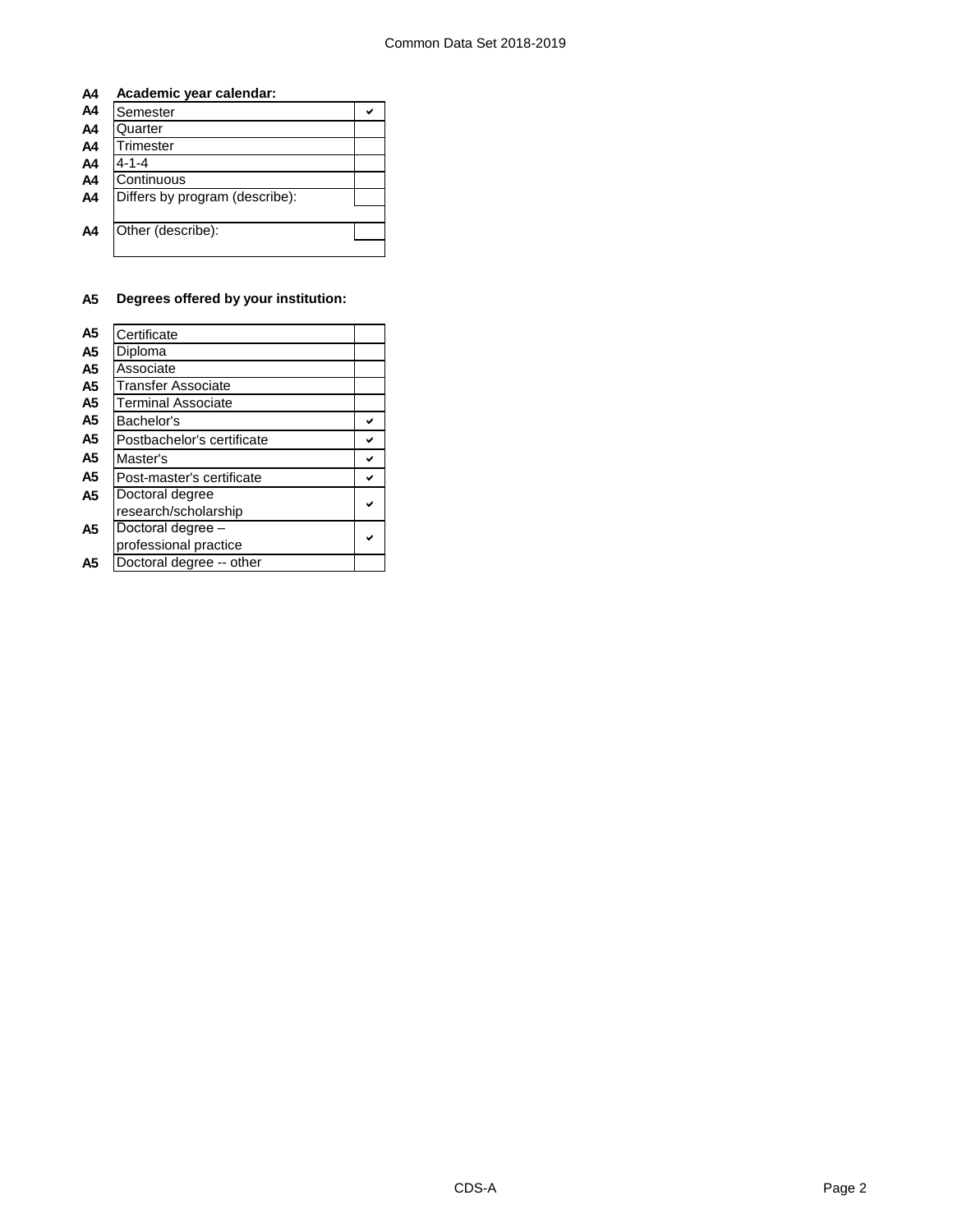**A4 Academic year calendar:**

| A4 | | |
|---|---|---|
| A4 | Semester | ✔ |
| A4 | Quarter | |
| A4 | Trimester | |
| A4 | 4-1-4 | |
| A4 | Continuous | |
| A4 | Differs by program (describe): | |
| A4 | Other (describe): | |

**A5 Degrees offered by your institution:**

| A5 | | |
|---|---|---|
| A5 | Certificate | |
| A5 | Diploma | |
| A5 | Associate | |
| A5 | Transfer Associate | |
| A5 | Terminal Associate | |
| A5 | Bachelor's | ✔ |
| A5 | Postbachelor's certificate | ✔ |
| A5 | Master's | ✔ |
| A5 | Post-master's certificate | ✔ |
| A5 | Doctoral degree research/scholarship | ✔ |
| A5 | Doctoral degree – professional practice | ✔ |
| A5 | Doctoral degree -- other | |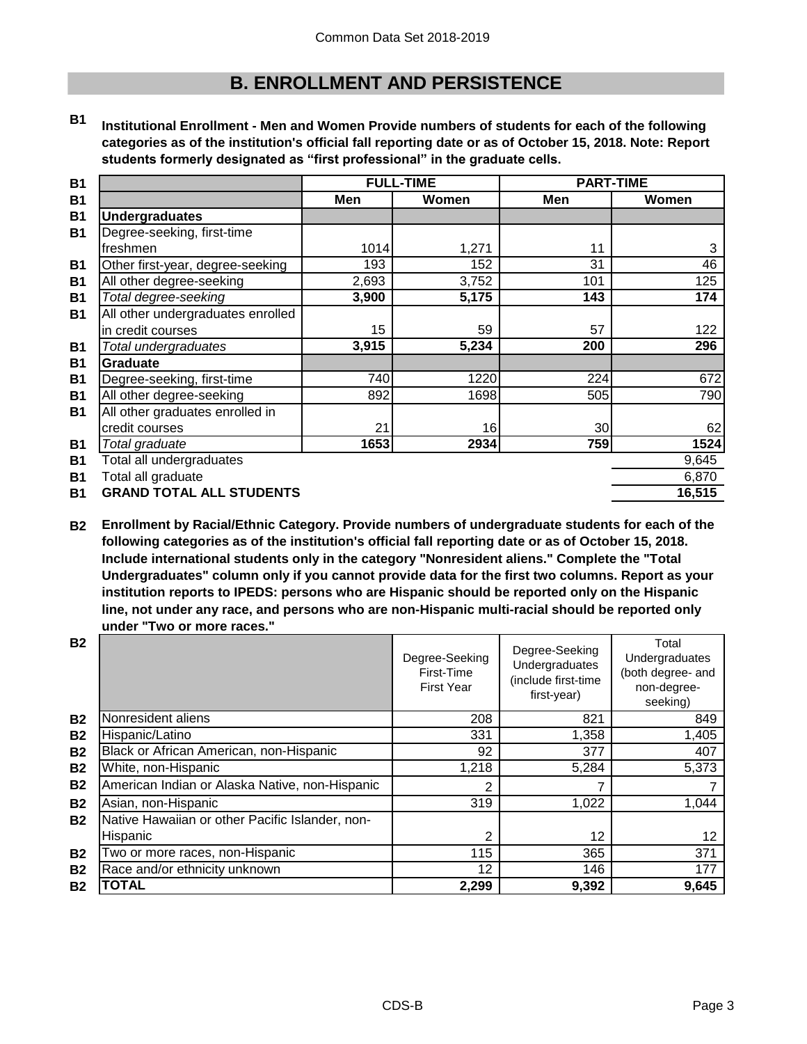# B. ENROLLMENT AND PERSISTENCE

**B1 Institutional Enrollment - Men and Women Provide numbers of students for each of the following categories as of the institution's official fall reporting date or as of October 15, 2018. Note: Report students formerly designated as "first professional" in the graduate cells.**

| | FULL-TIME | | PART-TIME | |
|---|---|---|---|---|
| | **Men** | **Women** | **Men** | **Women** |
| **Undergraduates** | | | | |
| Degree-seeking, first-time freshmen | 1014 | 1,271 | 11 | 3 |
| Other first-year, degree-seeking | 193 | 152 | 31 | 46 |
| All other degree-seeking | 2,693 | 3,752 | 101 | 125 |
| *Total degree-seeking* | **3,900** | **5,175** | **143** | **174** |
| All other undergraduates enrolled in credit courses | 15 | 59 | 57 | 122 |
| *Total undergraduates* | **3,915** | **5,234** | **200** | **296** |
| **Graduate** | | | | |
| Degree-seeking, first-time | 740 | 1220 | 224 | 672 |
| All other degree-seeking | 892 | 1698 | 505 | 790 |
| All other graduates enrolled in credit courses | 21 | 16 | 30 | 62 |
| *Total graduate* | **1653** | **2934** | **759** | **1524** |
| Total all undergraduates | | | | 9,645 |
| Total all graduate | | | | 6,870 |
| **GRAND TOTAL ALL STUDENTS** | | | | **16,515** |

**B2 Enrollment by Racial/Ethnic Category. Provide numbers of undergraduate students for each of the following categories as of the institution's official fall reporting date or as of October 15, 2018. Include international students only in the category "Nonresident aliens." Complete the "Total Undergraduates" column only if you cannot provide data for the first two columns. Report as your institution reports to IPEDS: persons who are Hispanic should be reported only on the Hispanic line, not under any race, and persons who are non-Hispanic multi-racial should be reported only under "Two or more races."**

| | Degree-Seeking First-Time First Year | Degree-Seeking Undergraduates (include first-time first-year) | Total Undergraduates (both degree- and non-degree-seeking) |
|---|---|---|---|
| Nonresident aliens | 208 | 821 | 849 |
| Hispanic/Latino | 331 | 1,358 | 1,405 |
| Black or African American, non-Hispanic | 92 | 377 | 407 |
| White, non-Hispanic | 1,218 | 5,284 | 5,373 |
| American Indian or Alaska Native, non-Hispanic | 2 | 7 | 7 |
| Asian, non-Hispanic | 319 | 1,022 | 1,044 |
| Native Hawaiian or other Pacific Islander, non-Hispanic | 2 | 12 | 12 |
| Two or more races, non-Hispanic | 115 | 365 | 371 |
| Race and/or ethnicity unknown | 12 | 146 | 177 |
| **TOTAL** | **2,299** | **9,392** | **9,645** |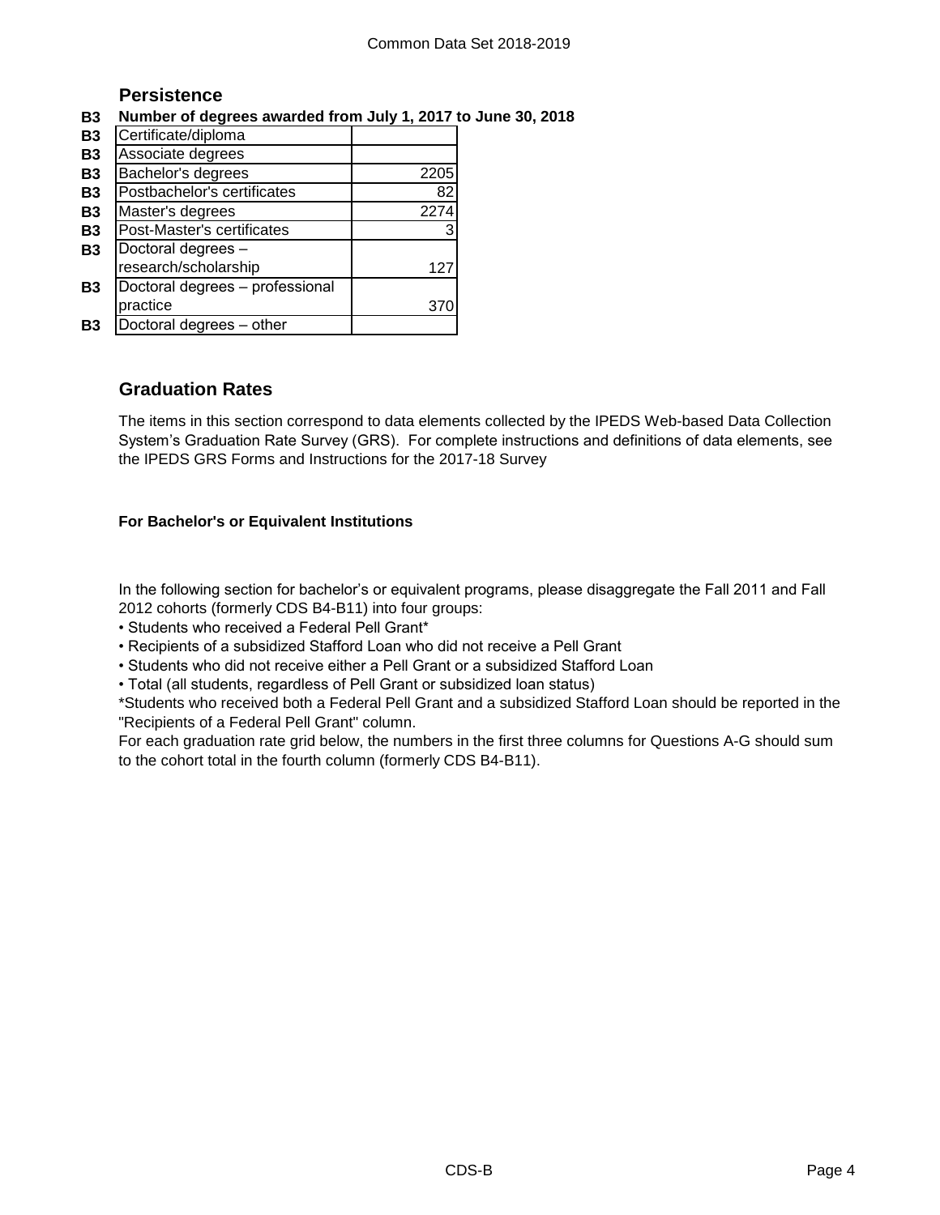## Persistence

**B3 Number of degrees awarded from July 1, 2017 to June 30, 2018**

| | | |
|---|---|---|
| B3 | Certificate/diploma | |
| B3 | Associate degrees | |
| B3 | Bachelor's degrees | 2205 |
| B3 | Postbachelor's certificates | 82 |
| B3 | Master's degrees | 2274 |
| B3 | Post-Master's certificates | 3 |
| B3 | Doctoral degrees – research/scholarship | 127 |
| B3 | Doctoral degrees – professional practice | 370 |
| B3 | Doctoral degrees – other | |

## Graduation Rates

The items in this section correspond to data elements collected by the IPEDS Web-based Data Collection System's Graduation Rate Survey (GRS). For complete instructions and definitions of data elements, see the IPEDS GRS Forms and Instructions for the 2017-18 Survey

**For Bachelor's or Equivalent Institutions**

In the following section for bachelor's or equivalent programs, please disaggregate the Fall 2011 and Fall 2012 cohorts (formerly CDS B4-B11) into four groups:

- Students who received a Federal Pell Grant*
- Recipients of a subsidized Stafford Loan who did not receive a Pell Grant
- Students who did not receive either a Pell Grant or a subsidized Stafford Loan
- Total (all students, regardless of Pell Grant or subsidized loan status)

*Students who received both a Federal Pell Grant and a subsidized Stafford Loan should be reported in the "Recipients of a Federal Pell Grant" column.

For each graduation rate grid below, the numbers in the first three columns for Questions A-G should sum to the cohort total in the fourth column (formerly CDS B4-B11).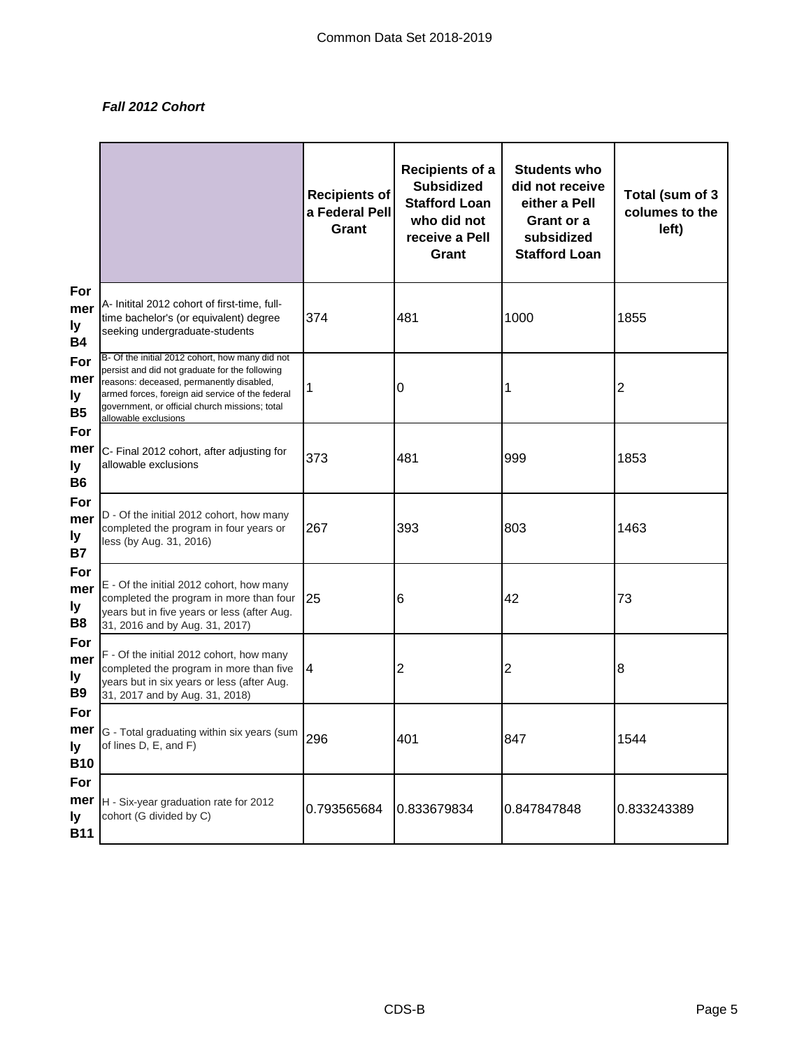***Fall 2012 Cohort***

| | | Recipients of a Federal Pell Grant | Recipients of a Subsidized Stafford Loan who did not receive a Pell Grant | Students who did not receive either a Pell Grant or a subsidized Stafford Loan | Total (sum of 3 columes to the left) |
|---|---|---|---|---|---|
| Formerly B4 | A- Initital 2012 cohort of first-time, full-time bachelor's (or equivalent) degree seeking undergraduate-students | 374 | 481 | 1000 | 1855 |
| Formerly B5 | B- Of the initial 2012 cohort, how many did not persist and did not graduate for the following reasons: deceased, permanently disabled, armed forces, foreign aid service of the federal government, or official church missions; total allowable exclusions | 1 | 0 | 1 | 2 |
| Formerly B6 | C- Final 2012 cohort, after adjusting for allowable exclusions | 373 | 481 | 999 | 1853 |
| Formerly B7 | D - Of the initial 2012 cohort, how many completed the program in four years or less (by Aug. 31, 2016) | 267 | 393 | 803 | 1463 |
| Formerly B8 | E - Of the initial 2012 cohort, how many completed the program in more than four years but in five years or less (after Aug. 31, 2016 and by Aug. 31, 2017) | 25 | 6 | 42 | 73 |
| Formerly B9 | F - Of the initial 2012 cohort, how many completed the program in more than five years but in six years or less (after Aug. 31, 2017 and by Aug. 31, 2018) | 4 | 2 | 2 | 8 |
| Formerly B10 | G - Total graduating within six years (sum of lines D, E, and F) | 296 | 401 | 847 | 1544 |
| Formerly B11 | H - Six-year graduation rate for 2012 cohort (G divided by C) | 0.793565684 | 0.833679834 | 0.847847848 | 0.833243389 |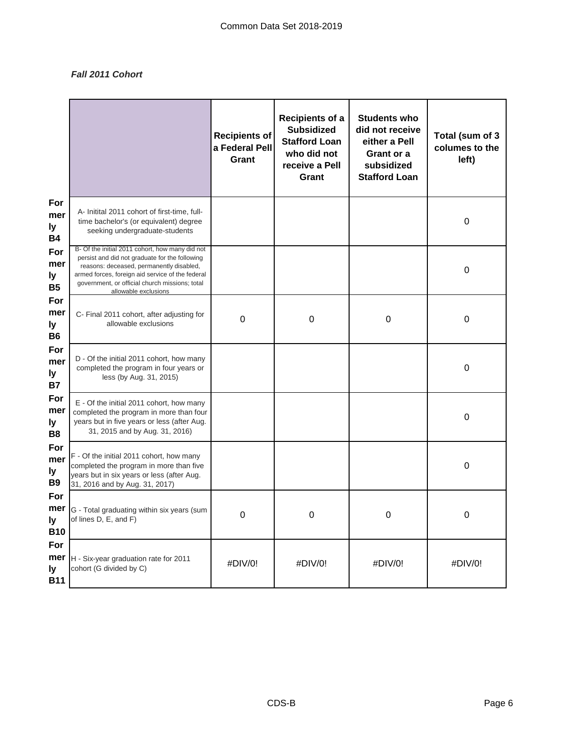*Fall 2011 Cohort*

| | | Recipients of a Federal Pell Grant | Recipients of a Subsidized Stafford Loan who did not receive a Pell Grant | Students who did not receive either a Pell Grant or a subsidized Stafford Loan | Total (sum of 3 columes to the left) |
|---|---|---|---|---|---|
| Formerly B4 | A- Initital 2011 cohort of first-time, full-time bachelor's (or equivalent) degree seeking undergraduate-students | | | | 0 |
| Formerly B5 | B- Of the initial 2011 cohort, how many did not persist and did not graduate for the following reasons: deceased, permanently disabled, armed forces, foreign aid service of the federal government, or official church missions; total allowable exclusions | | | | 0 |
| Formerly B6 | C- Final 2011 cohort, after adjusting for allowable exclusions | 0 | 0 | 0 | 0 |
| Formerly B7 | D - Of the initial 2011 cohort, how many completed the program in four years or less (by Aug. 31, 2015) | | | | 0 |
| Formerly B8 | E - Of the initial 2011 cohort, how many completed the program in more than four years but in five years or less (after Aug. 31, 2015 and by Aug. 31, 2016) | | | | 0 |
| Formerly B9 | F - Of the initial 2011 cohort, how many completed the program in more than five years but in six years or less (after Aug. 31, 2016 and by Aug. 31, 2017) | | | | 0 |
| Formerly B10 | G - Total graduating within six years (sum of lines D, E, and F) | 0 | 0 | 0 | 0 |
| Formerly B11 | H - Six-year graduation rate for 2011 cohort (G divided by C) | #DIV/0! | #DIV/0! | #DIV/0! | #DIV/0! |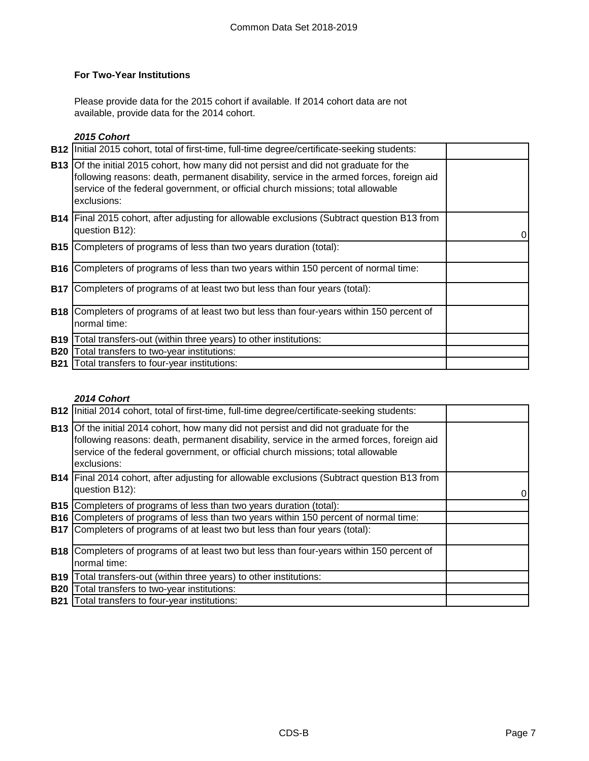### For Two-Year Institutions

Please provide data for the 2015 cohort if available. If 2014 cohort data are not available, provide data for the 2014 cohort.

***2015 Cohort***

| | | |
|---|---|---|
| **B12** | Initial 2015 cohort, total of first-time, full-time degree/certificate-seeking students: | |
| **B13** | Of the initial 2015 cohort, how many did not persist and did not graduate for the following reasons: death, permanent disability, service in the armed forces, foreign aid service of the federal government, or official church missions; total allowable exclusions: | |
| **B14** | Final 2015 cohort, after adjusting for allowable exclusions (Subtract question B13 from question B12): | 0 |
| **B15** | Completers of programs of less than two years duration (total): | |
| **B16** | Completers of programs of less than two years within 150 percent of normal time: | |
| **B17** | Completers of programs of at least two but less than four years (total): | |
| **B18** | Completers of programs of at least two but less than four-years within 150 percent of normal time: | |
| **B19** | Total transfers-out (within three years) to other institutions: | |
| **B20** | Total transfers to two-year institutions: | |
| **B21** | Total transfers to four-year institutions: | |

***2014 Cohort***

| | | |
|---|---|---|
| **B12** | Initial 2014 cohort, total of first-time, full-time degree/certificate-seeking students: | |
| **B13** | Of the initial 2014 cohort, how many did not persist and did not graduate for the following reasons: death, permanent disability, service in the armed forces, foreign aid service of the federal government, or official church missions; total allowable exclusions: | |
| **B14** | Final 2014 cohort, after adjusting for allowable exclusions (Subtract question B13 from question B12): | 0 |
| **B15** | Completers of programs of less than two years duration (total): | |
| **B16** | Completers of programs of less than two years within 150 percent of normal time: | |
| **B17** | Completers of programs of at least two but less than four years (total): | |
| **B18** | Completers of programs of at least two but less than four-years within 150 percent of normal time: | |
| **B19** | Total transfers-out (within three years) to other institutions: | |
| **B20** | Total transfers to two-year institutions: | |
| **B21** | Total transfers to four-year institutions: | |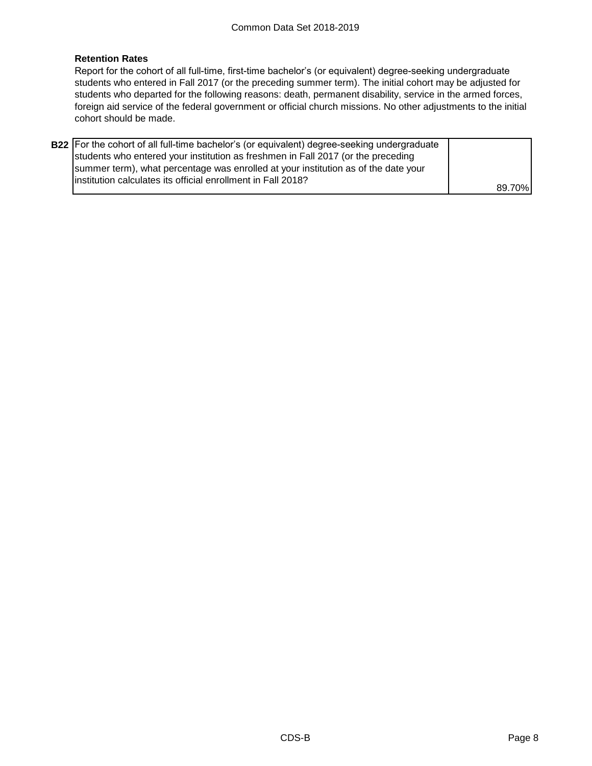**Retention Rates**

Report for the cohort of all full-time, first-time bachelor's (or equivalent) degree-seeking undergraduate students who entered in Fall 2017 (or the preceding summer term). The initial cohort may be adjusted for students who departed for the following reasons: death, permanent disability, service in the armed forces, foreign aid service of the federal government or official church missions. No other adjustments to the initial cohort should be made.

| | | |
|---|---|---|
| **B22** | For the cohort of all full-time bachelor's (or equivalent) degree-seeking undergraduate students who entered your institution as freshmen in Fall 2017 (or the preceding summer term), what percentage was enrolled at your institution as of the date your institution calculates its official enrollment in Fall 2018? | 89.70% |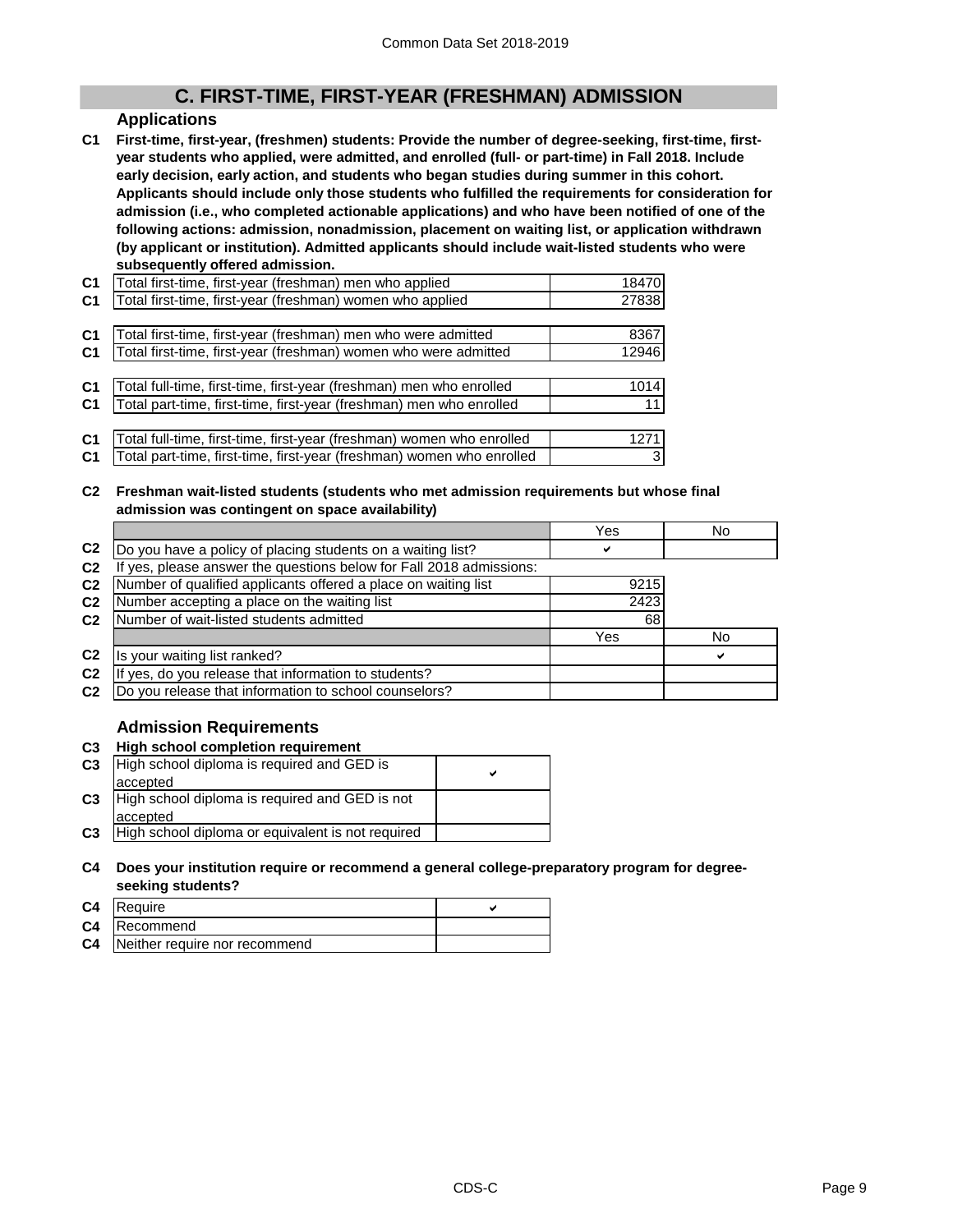## C. FIRST-TIME, FIRST-YEAR (FRESHMAN) ADMISSION

### Applications

**C1 First-time, first-year, (freshmen) students: Provide the number of degree-seeking, first-time, first-year students who applied, were admitted, and enrolled (full- or part-time) in Fall 2018. Include early decision, early action, and students who began studies during summer in this cohort. Applicants should include only those students who fulfilled the requirements for consideration for admission (i.e., who completed actionable applications) and who have been notified of one of the following actions: admission, nonadmission, placement on waiting list, or application withdrawn (by applicant or institution). Admitted applicants should include wait-listed students who were subsequently offered admission.**

| | | |
|---|---|---|
| C1 | Total first-time, first-year (freshman) men who applied | 18470 |
| C1 | Total first-time, first-year (freshman) women who applied | 27838 |
| C1 | Total first-time, first-year (freshman) men who were admitted | 8367 |
| C1 | Total first-time, first-year (freshman) women who were admitted | 12946 |
| C1 | Total full-time, first-time, first-year (freshman) men who enrolled | 1014 |
| C1 | Total part-time, first-time, first-year (freshman) men who enrolled | 11 |
| C1 | Total full-time, first-time, first-year (freshman) women who enrolled | 1271 |
| C1 | Total part-time, first-time, first-year (freshman) women who enrolled | 3 |

**C2 Freshman wait-listed students (students who met admission requirements but whose final admission was contingent on space availability)**

| | | Yes | No |
|---|---|---|---|
| C2 | Do you have a policy of placing students on a waiting list? | ✔ | |
| C2 | If yes, please answer the questions below for Fall 2018 admissions: | | |
| C2 | Number of qualified applicants offered a place on waiting list | 9215 | |
| C2 | Number accepting a place on the waiting list | 2423 | |
| C2 | Number of wait-listed students admitted | 68 | |
| | | Yes | No |
| C2 | Is your waiting list ranked? | | ✔ |
| C2 | If yes, do you release that information to students? | | |
| C2 | Do you release that information to school counselors? | | |

### Admission Requirements

**C3 High school completion requirement**

| | | |
|---|---|---|
| C3 | High school diploma is required and GED is accepted | ✔ |
| C3 | High school diploma is required and GED is not accepted | |
| C3 | High school diploma or equivalent is not required | |

**C4 Does your institution require or recommend a general college-preparatory program for degree-seeking students?**

| | | |
|---|---|---|
| C4 | Require | ✔ |
| C4 | Recommend | |
| C4 | Neither require nor recommend | |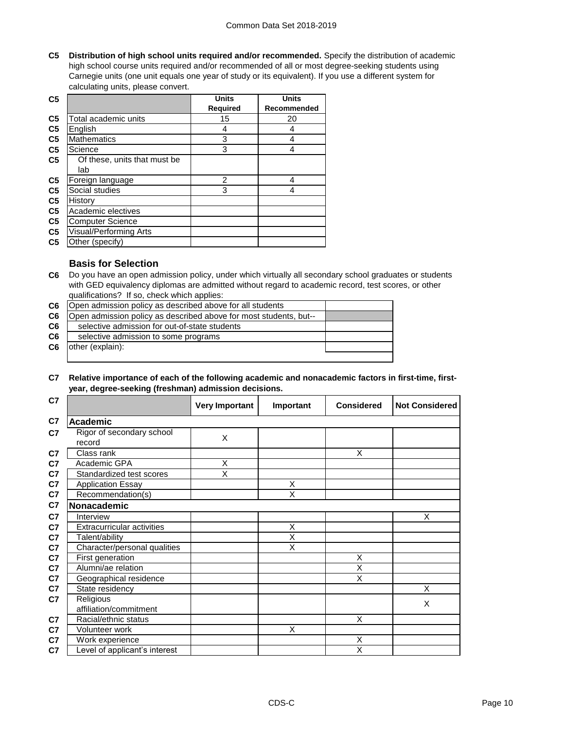**C5 Distribution of high school units required and/or recommended.** Specify the distribution of academic high school course units required and/or recommended of all or most degree-seeking students using Carnegie units (one unit equals one year of study or its equivalent). If you use a different system for calculating units, please convert.

| | Units Required | Units Recommended |
|---|---|---|
| Total academic units | 15 | 20 |
| English | 4 | 4 |
| Mathematics | 3 | 4 |
| Science | 3 | 4 |
| Of these, units that must be lab | | |
| Foreign language | 2 | 4 |
| Social studies | 3 | 4 |
| History | | |
| Academic electives | | |
| Computer Science | | |
| Visual/Performing Arts | | |
| Other (specify) | | |

## Basis for Selection

**C6** Do you have an open admission policy, under which virtually all secondary school graduates or students with GED equivalency diplomas are admitted without regard to academic record, test scores, or other qualifications? If so, check which applies:

| | |
|---|---|
| Open admission policy as described above for all students | |
| Open admission policy as described above for most students, but-- | |
| selective admission for out-of-state students | |
| selective admission to some programs | |
| other (explain): | |

**C7 Relative importance of each of the following academic and nonacademic factors in first-time, first-year, degree-seeking (freshman) admission decisions.**

| | Very Important | Important | Considered | Not Considered |
|---|---|---|---|---|
| **Academic** | | | | |
| Rigor of secondary school record | X | | | |
| Class rank | | | X | |
| Academic GPA | X | | | |
| Standardized test scores | X | | | |
| Application Essay | | X | | |
| Recommendation(s) | | X | | |
| **Nonacademic** | | | | |
| Interview | | | | X |
| Extracurricular activities | | X | | |
| Talent/ability | | X | | |
| Character/personal qualities | | X | | |
| First generation | | | X | |
| Alumni/ae relation | | | X | |
| Geographical residence | | | X | |
| State residency | | | | X |
| Religious affiliation/commitment | | | | X |
| Racial/ethnic status | | | X | |
| Volunteer work | | X | | |
| Work experience | | | X | |
| Level of applicant's interest | | | X | |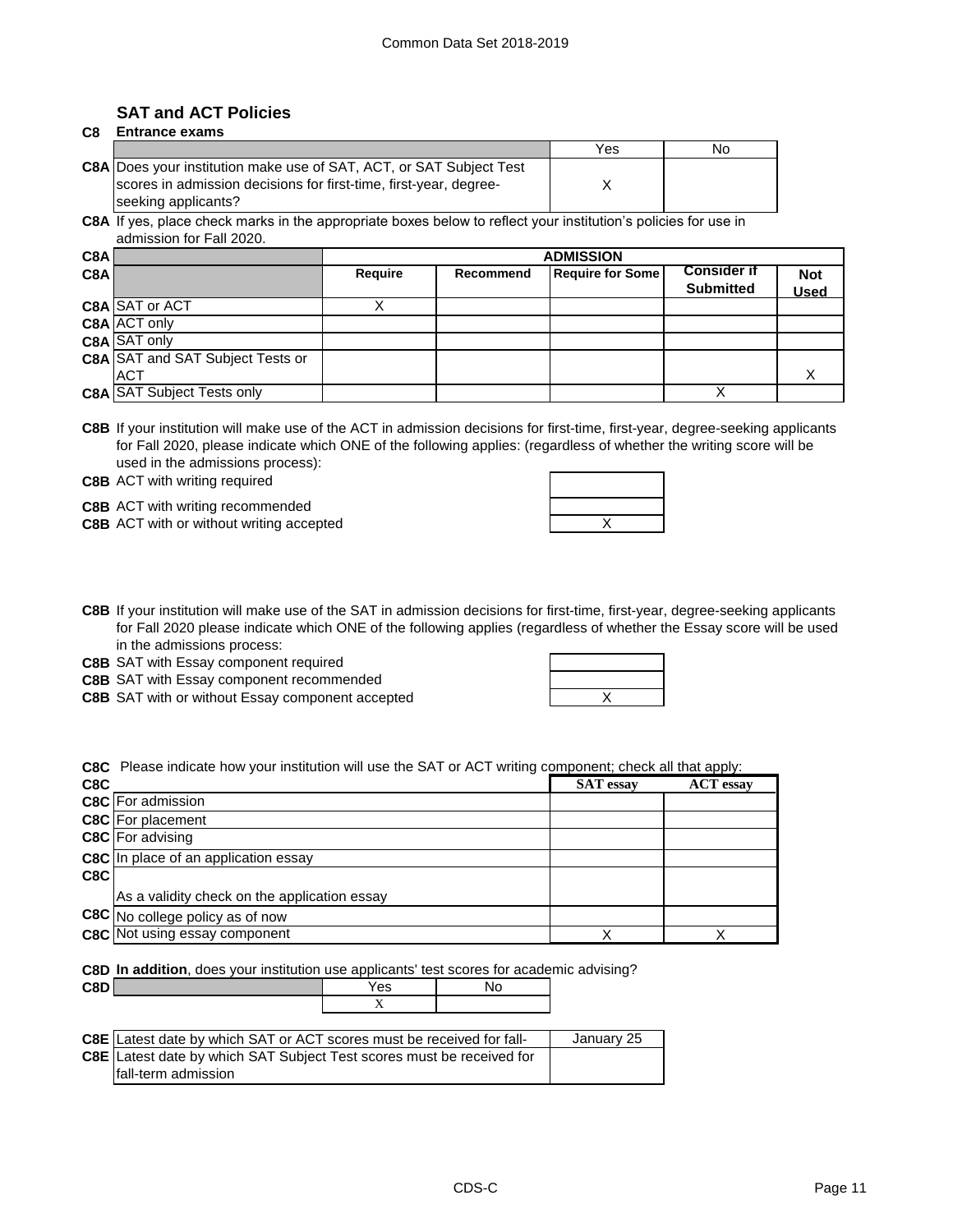## SAT and ACT Policies

**C8 Entrance exams**

| | Yes | No |
|---|---|---|
| **C8A** Does your institution make use of SAT, ACT, or SAT Subject Test scores in admission decisions for first-time, first-year, degree-seeking applicants? | X | |

**C8A** If yes, place check marks in the appropriate boxes below to reflect your institution's policies for use in admission for Fall 2020.

| | ADMISSION | | | | |
|---|---|---|---|---|---|
| | **Require** | **Recommend** | **Require for Some** | **Consider if Submitted** | **Not Used** |
| **C8A** SAT or ACT | X | | | | |
| **C8A** ACT only | | | | | |
| **C8A** SAT only | | | | | |
| **C8A** SAT and SAT Subject Tests or ACT | | | | | X |
| **C8A** SAT Subject Tests only | | | | X | |

**C8B** If your institution will make use of the ACT in admission decisions for first-time, first-year, degree-seeking applicants for Fall 2020, please indicate which ONE of the following applies: (regardless of whether the writing score will be used in the admissions process):

| | |
|---|---|
| **C8B** ACT with writing required | |
| **C8B** ACT with writing recommended | |
| **C8B** ACT with or without writing accepted | X |

**C8B** If your institution will make use of the SAT in admission decisions for first-time, first-year, degree-seeking applicants for Fall 2020 please indicate which ONE of the following applies (regardless of whether the Essay score will be used in the admissions process:

| | |
|---|---|
| **C8B** SAT with Essay component required | |
| **C8B** SAT with Essay component recommended | |
| **C8B** SAT with or without Essay component accepted | X |

**C8C** Please indicate how your institution will use the SAT or ACT writing component; check all that apply:

| | SAT essay | ACT essay |
|---|---|---|
| **C8C** For admission | | |
| **C8C** For placement | | |
| **C8C** For advising | | |
| **C8C** In place of an application essay | | |
| **C8C** As a validity check on the application essay | | |
| **C8C** No college policy as of now | | |
| **C8C** Not using essay component | X | X |

**C8D In addition**, does your institution use applicants' test scores for academic advising?

| | Yes | No |
|---|---|---|
| **C8D** | X | |

| | |
|---|---|
| **C8E** Latest date by which SAT or ACT scores must be received for fall- | January 25 |
| **C8E** Latest date by which SAT Subject Test scores must be received for fall-term admission | |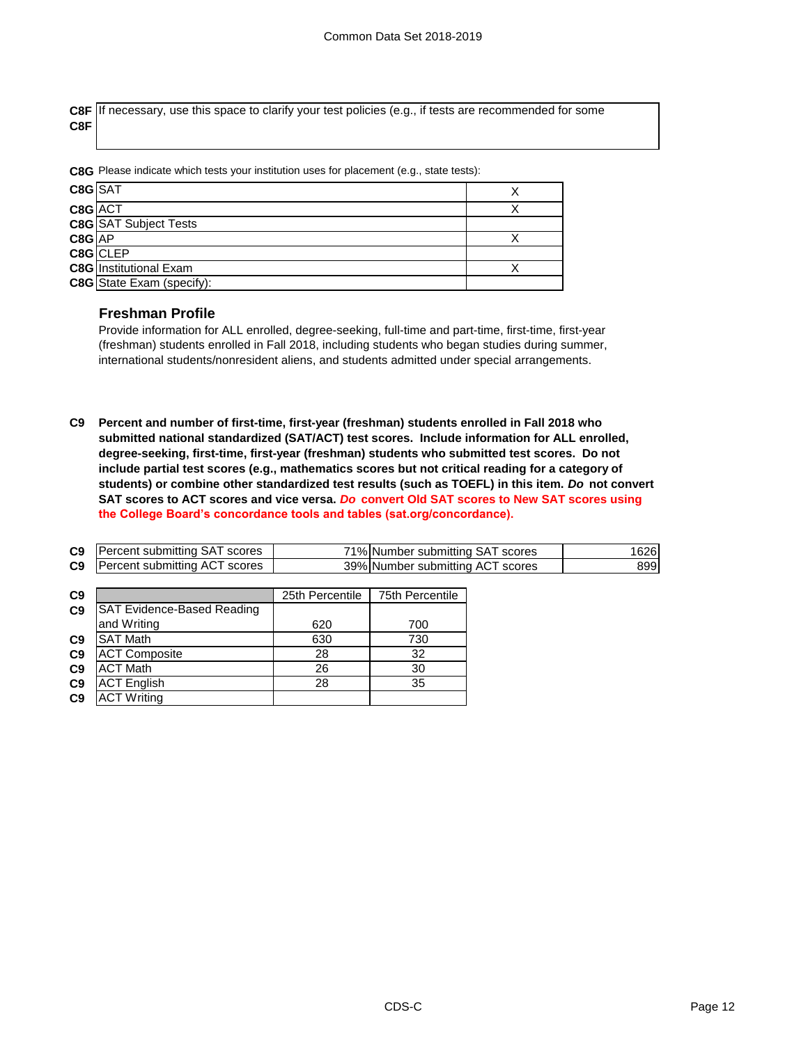**C8F** If necessary, use this space to clarify your test policies (e.g., if tests are recommended for some

**C8F**

**C8G** Please indicate which tests your institution uses for placement (e.g., state tests):

| | | |
|---|---|---|
| **C8G** | SAT | X |
| **C8G** | ACT | X |
| **C8G** | SAT Subject Tests | |
| **C8G** | AP | X |
| **C8G** | CLEP | |
| **C8G** | Institutional Exam | X |
| **C8G** | State Exam (specify): | |

## Freshman Profile

Provide information for ALL enrolled, degree-seeking, full-time and part-time, first-time, first-year (freshman) students enrolled in Fall 2018, including students who began studies during summer, international students/nonresident aliens, and students admitted under special arrangements.

**C9** **Percent and number of first-time, first-year (freshman) students enrolled in Fall 2018 who submitted national standardized (SAT/ACT) test scores. Include information for ALL enrolled, degree-seeking, first-time, first-year (freshman) students who submitted test scores. Do not include partial test scores (e.g., mathematics scores but not critical reading for a category of students) or combine other standardized test results (such as TOEFL) in this item. *Do* not convert SAT scores to ACT scores and vice versa. *Do* convert Old SAT scores to New SAT scores using the College Board's concordance tools and tables (sat.org/concordance).**

| | | | | |
|---|---|---|---|---|
| **C9** | Percent submitting SAT scores | 71% | Number submitting SAT scores | 1626 |
| **C9** | Percent submitting ACT scores | 39% | Number submitting ACT scores | 899 |

| | | 25th Percentile | 75th Percentile |
|---|---|---|---|
| **C9** | SAT Evidence-Based Reading and Writing | 620 | 700 |
| **C9** | SAT Math | 630 | 730 |
| **C9** | ACT Composite | 28 | 32 |
| **C9** | ACT Math | 26 | 30 |
| **C9** | ACT English | 28 | 35 |
| **C9** | ACT Writing | | |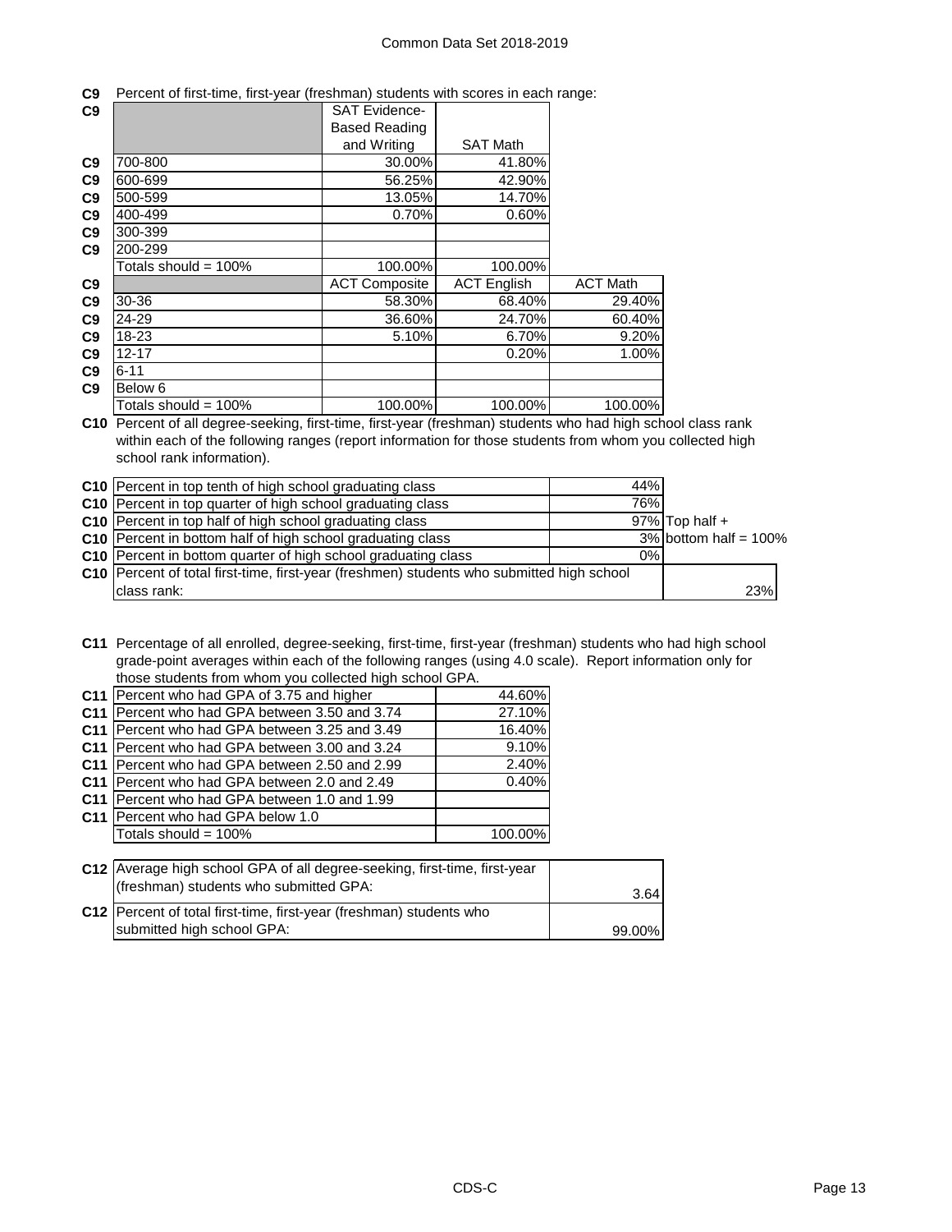**C9** Percent of first-time, first-year (freshman) students with scores in each range:

| C9 | | SAT Evidence-Based Reading and Writing | SAT Math |
|---|---|---|---|
| C9 | 700-800 | 30.00% | 41.80% |
| C9 | 600-699 | 56.25% | 42.90% |
| C9 | 500-599 | 13.05% | 14.70% |
| C9 | 400-499 | 0.70% | 0.60% |
| C9 | 300-399 | | |
| C9 | 200-299 | | |
| | Totals should = 100% | 100.00% | 100.00% |

| C9 | | ACT Composite | ACT English | ACT Math |
|---|---|---|---|---|
| C9 | 30-36 | 58.30% | 68.40% | 29.40% |
| C9 | 24-29 | 36.60% | 24.70% | 60.40% |
| C9 | 18-23 | 5.10% | 6.70% | 9.20% |
| C9 | 12-17 | | 0.20% | 1.00% |
| C9 | 6-11 | | | |
| C9 | Below 6 | | | |
| | Totals should = 100% | 100.00% | 100.00% | 100.00% |

**C10** Percent of all degree-seeking, first-time, first-year (freshman) students who had high school class rank within each of the following ranges (report information for those students from whom you collected high school rank information).

| C10 | | | |
|---|---|---|---|
| C10 | Percent in top tenth of high school graduating class | 44% | |
| C10 | Percent in top quarter of high school graduating class | 76% | |
| C10 | Percent in top half of high school graduating class | 97% | Top half + |
| C10 | Percent in bottom half of high school graduating class | 3% | bottom half = 100% |
| C10 | Percent in bottom quarter of high school graduating class | 0% | |
| C10 | Percent of total first-time, first-year (freshmen) students who submitted high school class rank: | | 23% |

**C11** Percentage of all enrolled, degree-seeking, first-time, first-year (freshman) students who had high school grade-point averages within each of the following ranges (using 4.0 scale). Report information only for those students from whom you collected high school GPA.

| C11 | | |
|---|---|---|
| C11 | Percent who had GPA of 3.75 and higher | 44.60% |
| C11 | Percent who had GPA between 3.50 and 3.74 | 27.10% |
| C11 | Percent who had GPA between 3.25 and 3.49 | 16.40% |
| C11 | Percent who had GPA between 3.00 and 3.24 | 9.10% |
| C11 | Percent who had GPA between 2.50 and 2.99 | 2.40% |
| C11 | Percent who had GPA between 2.0 and 2.49 | 0.40% |
| C11 | Percent who had GPA between 1.0 and 1.99 | |
| C11 | Percent who had GPA below 1.0 | |
| | Totals should = 100% | 100.00% |

| C12 | | |
|---|---|---|
| C12 | Average high school GPA of all degree-seeking, first-time, first-year (freshman) students who submitted GPA: | 3.64 |
| C12 | Percent of total first-time, first-year (freshman) students who submitted high school GPA: | 99.00% |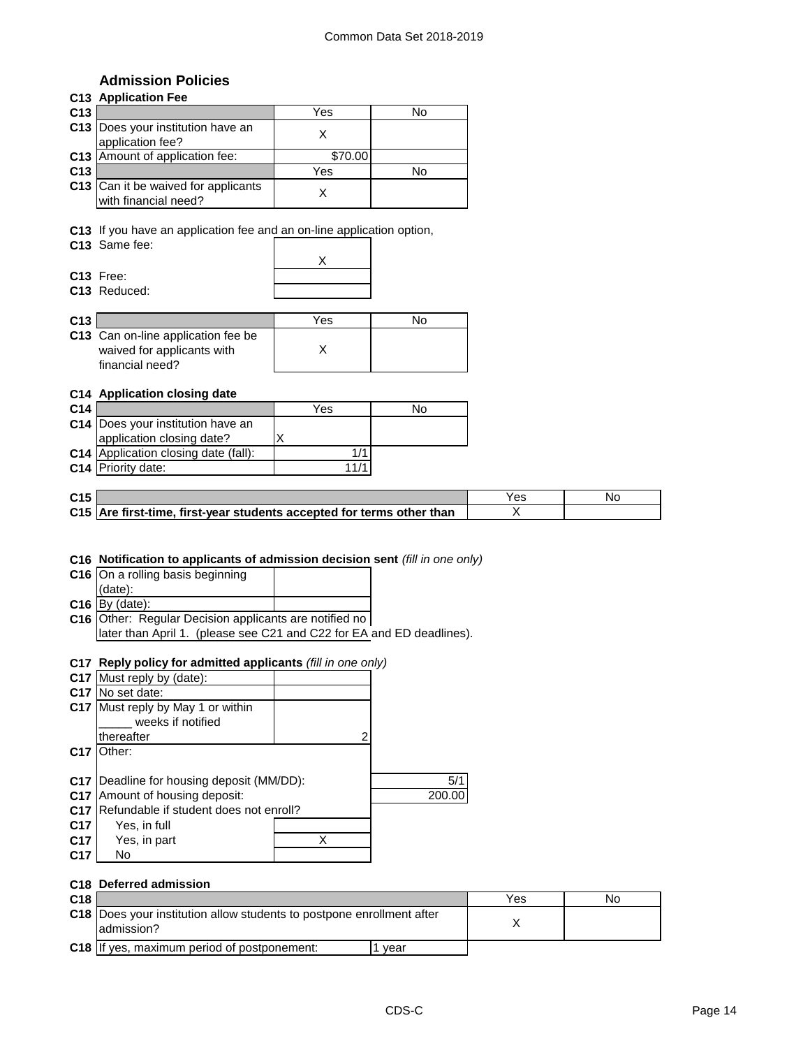## Admission Policies

### C13 Application Fee

| C13 | | Yes | No |
|---|---|---|---|
| C13 | Does your institution have an application fee? | X | |
| C13 | Amount of application fee: | $70.00 | |

| C13 | | Yes | No |
|---|---|---|---|
| C13 | Can it be waived for applicants with financial need? | X | |

C13 If you have an application fee and an on-line application option,

| | | |
|---|---|---|
| C13 | Same fee: | X |
| C13 | Free: | |
| C13 | Reduced: | |

| C13 | | Yes | No |
|---|---|---|---|
| C13 | Can on-line application fee be waived for applicants with financial need? | X | |

### C14 Application closing date

| C14 | | Yes | No |
|---|---|---|---|
| C14 | Does your institution have an application closing date? | X | |
| C14 | Application closing date (fall): | 1/1 | |
| C14 | Priority date: | 11/1 | |

| C15 | | Yes | No |
|---|---|---|---|
| C15 | **Are first-time, first-year students accepted for terms other than** | X | |

### C16 Notification to applicants of admission decision sent *(fill in one only)*

| | | |
|---|---|---|
| C16 | On a rolling basis beginning (date): | |
| C16 | By (date): | |
| C16 | Other: Regular Decision applicants are notified no later than April 1. (please see C21 and C22 for EA and ED deadlines). | |

### C17 Reply policy for admitted applicants *(fill in one only)*

| | | |
|---|---|---|
| C17 | Must reply by (date): | |
| C17 | No set date: | |
| C17 | Must reply by May 1 or within _____ weeks if notified thereafter | 2 |
| C17 | Other: | |

| | | |
|---|---|---|
| C17 | Deadline for housing deposit (MM/DD): | 5/1 |
| C17 | Amount of housing deposit: | 200.00 |
| C17 | Refundable if student does not enroll? | |
| C17 | Yes, in full | |
| C17 | Yes, in part | X |
| C17 | No | |

### C18 Deferred admission

| C18 | | Yes | No |
|---|---|---|---|
| C18 | Does your institution allow students to postpone enrollment after admission? | X | |
| C18 | If yes, maximum period of postponement: | 1 year | |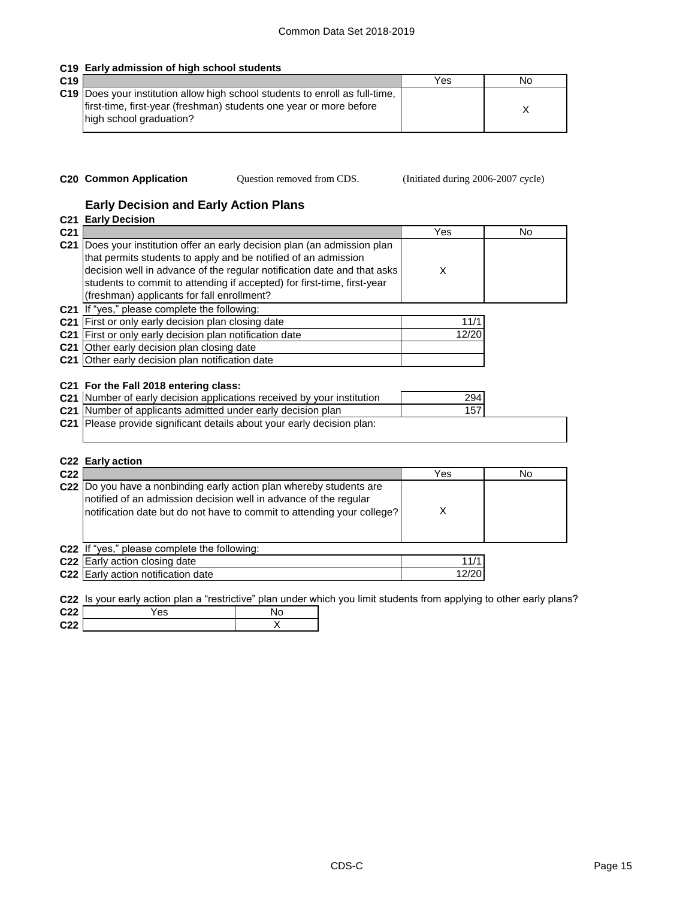## C19 Early admission of high school students

| | | Yes | No |
|---|---|---|---|
| C19 | Does your institution allow high school students to enroll as full-time, first-time, first-year (freshman) students one year or more before high school graduation? | | X |

**C20 Common Application** Question removed from CDS. (Initiated during 2006-2007 cycle)

## Early Decision and Early Action Plans

### C21 Early Decision

| | | Yes | No |
|---|---|---|---|
| C21 | Does your institution offer an early decision plan (an admission plan that permits students to apply and be notified of an admission decision well in advance of the regular notification date and that asks students to commit to attending if accepted) for first-time, first-year (freshman) applicants for fall enrollment? | X | |

C21 If "yes," please complete the following:

| | | |
|---|---|---|
| C21 | First or only early decision plan closing date | 11/1 |
| C21 | First or only early decision plan notification date | 12/20 |
| C21 | Other early decision plan closing date | |
| C21 | Other early decision plan notification date | |

**C21 For the Fall 2018 entering class:**

| | | |
|---|---|---|
| C21 | Number of early decision applications received by your institution | 294 |
| C21 | Number of applicants admitted under early decision plan | 157 |
| C21 | Please provide significant details about your early decision plan: | |

### C22 Early action

| | | Yes | No |
|---|---|---|---|
| C22 | Do you have a nonbinding early action plan whereby students are notified of an admission decision well in advance of the regular notification date but do not have to commit to attending your college? | X | |

C22 If "yes," please complete the following:

| | | |
|---|---|---|
| C22 | Early action closing date | 11/1 |
| C22 | Early action notification date | 12/20 |

C22 Is your early action plan a "restrictive" plan under which you limit students from applying to other early plans?

| | Yes | No |
|---|---|---|
| C22 | | X |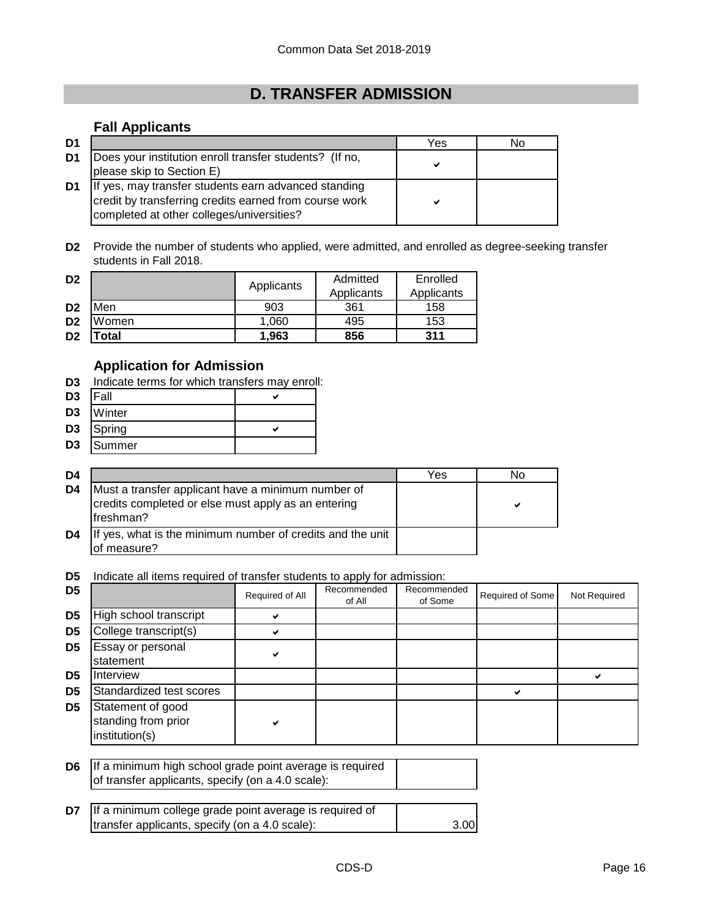Common Data Set 2018-2019

## D. TRANSFER ADMISSION

### Fall Applicants

| | | Yes | No |
|---|---|---|---|
| D1 | Does your institution enroll transfer students? (If no, please skip to Section E) | ✔ | |
| D1 | If yes, may transfer students earn advanced standing credit by transferring credits earned from course work completed at other colleges/universities? | ✔ | |

**D2** Provide the number of students who applied, were admitted, and enrolled as degree-seeking transfer students in Fall 2018.

| | | Applicants | Admitted Applicants | Enrolled Applicants |
|---|---|---|---|---|
| D2 | Men | 903 | 361 | 158 |
| D2 | Women | 1,060 | 495 | 153 |
| D2 | **Total** | **1,963** | **856** | **311** |

### Application for Admission

**D3** Indicate terms for which transfers may enroll:

| | | |
|---|---|---|
| D3 | Fall | ✔ |
| D3 | Winter | |
| D3 | Spring | ✔ |
| D3 | Summer | |

| | | Yes | No |
|---|---|---|---|
| D4 | Must a transfer applicant have a minimum number of credits completed or else must apply as an entering freshman? | | ✔ |
| D4 | If yes, what is the minimum number of credits and the unit of measure? | | |

**D5** Indicate all items required of transfer students to apply for admission:

| | | Required of All | Recommended of All | Recommended of Some | Required of Some | Not Required |
|---|---|---|---|---|---|---|
| D5 | High school transcript | ✔ | | | | |
| D5 | College transcript(s) | ✔ | | | | |
| D5 | Essay or personal statement | ✔ | | | | |
| D5 | Interview | | | | | ✔ |
| D5 | Standardized test scores | | | | ✔ | |
| D5 | Statement of good standing from prior institution(s) | ✔ | | | | |

| | | |
|---|---|---|
| D6 | If a minimum high school grade point average is required of transfer applicants, specify (on a 4.0 scale): | |
| D7 | If a minimum college grade point average is required of transfer applicants, specify (on a 4.0 scale): | 3.00 |

CDS-D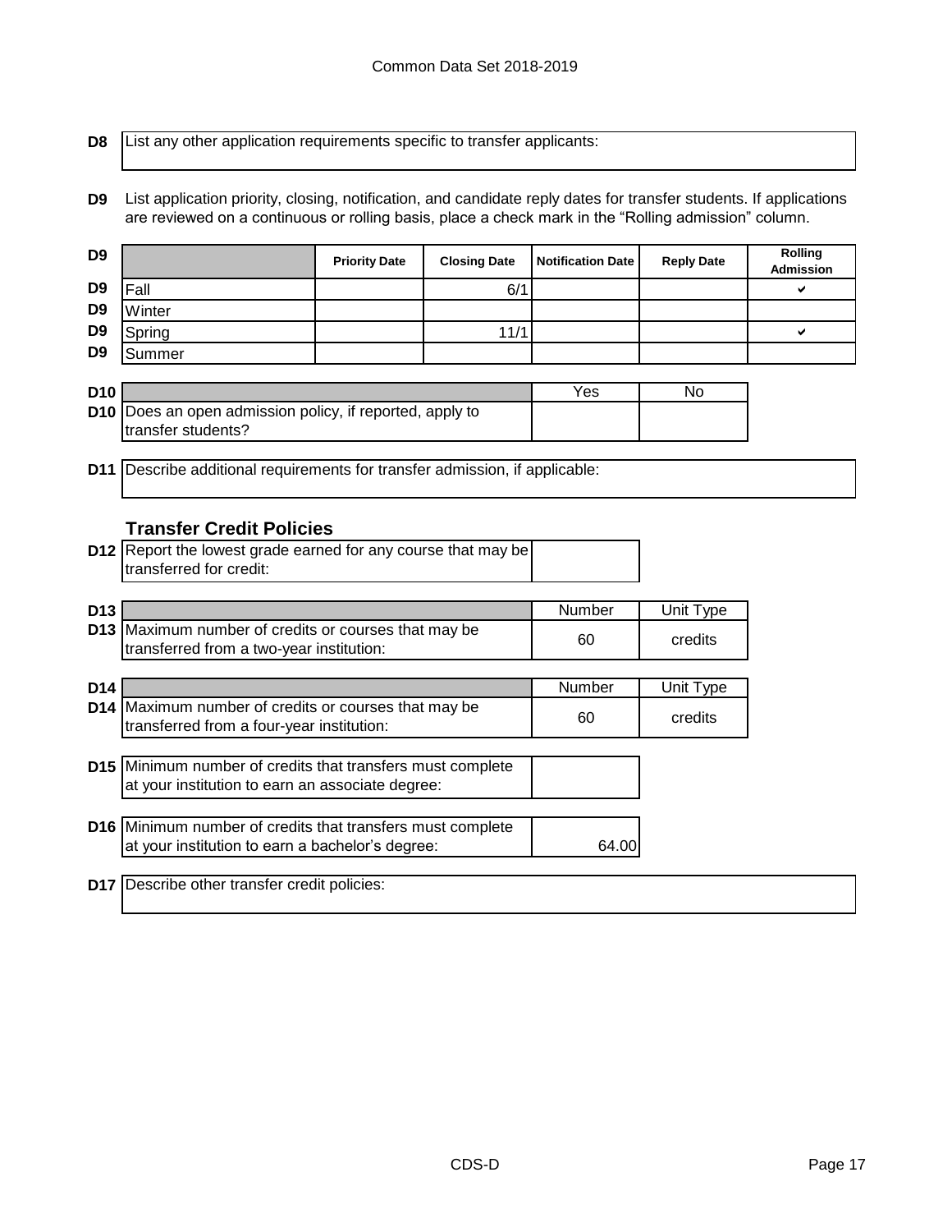**D8** List any other application requirements specific to transfer applicants:

**D9** List application priority, closing, notification, and candidate reply dates for transfer students. If applications are reviewed on a continuous or rolling basis, place a check mark in the "Rolling admission" column.

| D9 | | Priority Date | Closing Date | Notification Date | Reply Date | Rolling Admission |
|---|---|---|---|---|---|---|
| D9 | Fall | | 6/1 | | | ✔ |
| D9 | Winter | | | | | |
| D9 | Spring | | 11/1 | | | ✔ |
| D9 | Summer | | | | | |

| D10 | | Yes | No |
|---|---|---|---|
| D10 | Does an open admission policy, if reported, apply to transfer students? | | |

**D11** Describe additional requirements for transfer admission, if applicable:

### Transfer Credit Policies

| | | |
|---|---|---|
| D12 | Report the lowest grade earned for any course that may be transferred for credit: | |

| D13 | | Number | Unit Type |
|---|---|---|---|
| D13 | Maximum number of credits or courses that may be transferred from a two-year institution: | 60 | credits |

| D14 | | Number | Unit Type |
|---|---|---|---|
| D14 | Maximum number of credits or courses that may be transferred from a four-year institution: | 60 | credits |

| | | |
|---|---|---|
| D15 | Minimum number of credits that transfers must complete at your institution to earn an associate degree: | |

| | | |
|---|---|---|
| D16 | Minimum number of credits that transfers must complete at your institution to earn a bachelor's degree: | 64.00 |

**D17** Describe other transfer credit policies: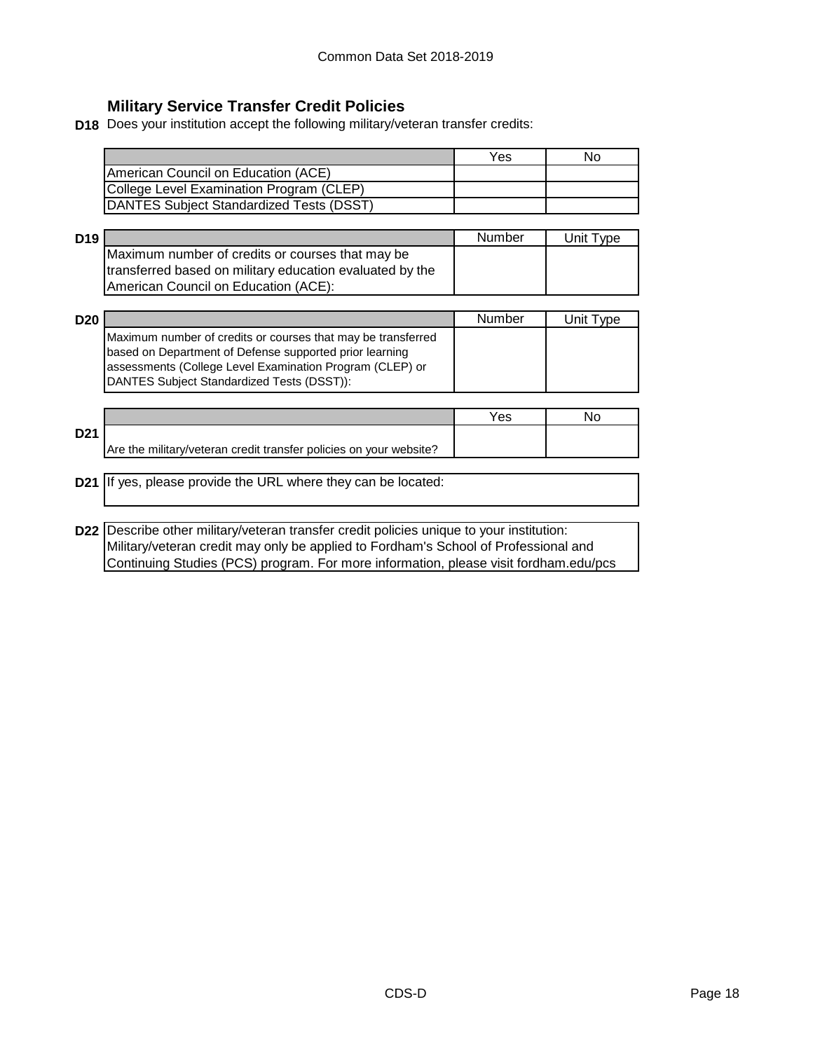## Military Service Transfer Credit Policies

**D18** Does your institution accept the following military/veteran transfer credits:

| | Yes | No |
|---|---|---|
| American Council on Education (ACE) | | |
| College Level Examination Program (CLEP) | | |
| DANTES Subject Standardized Tests (DSST) | | |

**D19**

| | Number | Unit Type |
|---|---|---|
| Maximum number of credits or courses that may be transferred based on military education evaluated by the American Council on Education (ACE): | | |

**D20**

| | Number | Unit Type |
|---|---|---|
| Maximum number of credits or courses that may be transferred based on Department of Defense supported prior learning assessments (College Level Examination Program (CLEP) or DANTES Subject Standardized Tests (DSST)): | | |

**D21**

| | Yes | No |
|---|---|---|
| Are the military/veteran credit transfer policies on your website? | | |

**D21** If yes, please provide the URL where they can be located:

**D22** Describe other military/veteran transfer credit policies unique to your institution:
Military/veteran credit may only be applied to Fordham's School of Professional and Continuing Studies (PCS) program. For more information, please visit fordham.edu/pcs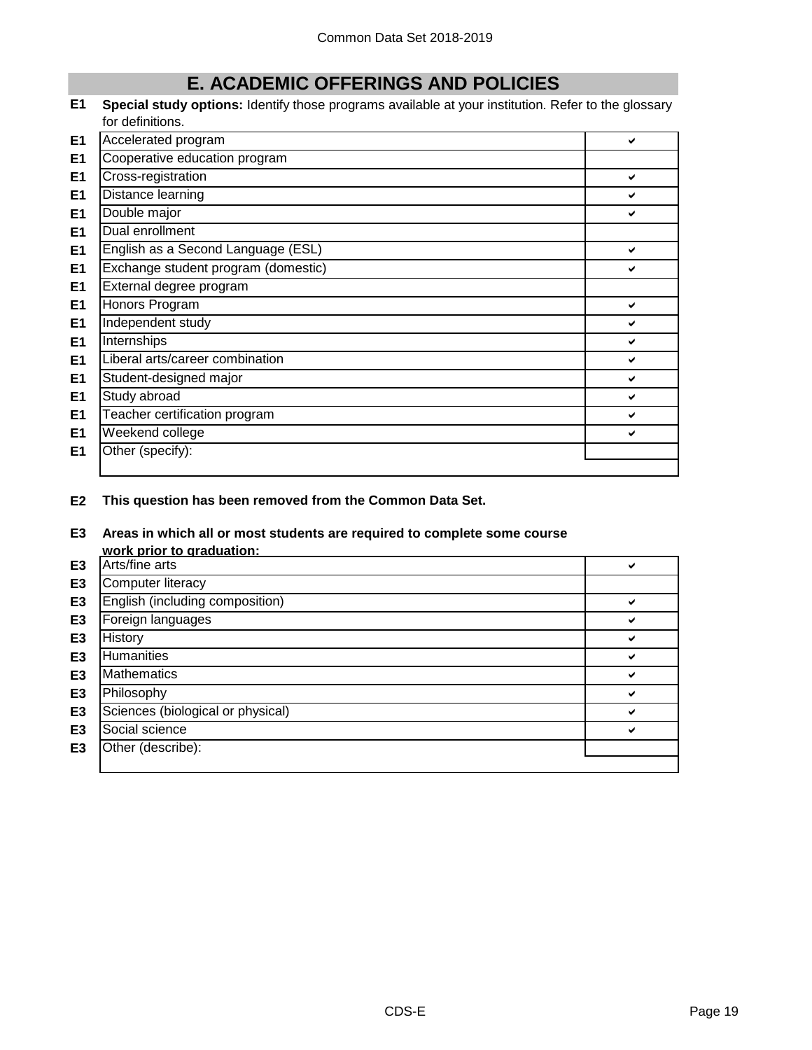# E. ACADEMIC OFFERINGS AND POLICIES

**E1 Special study options:** Identify those programs available at your institution. Refer to the glossary for definitions.

| | Program | Available |
|---|---|---|
| E1 | Accelerated program | ✔ |
| E1 | Cooperative education program | |
| E1 | Cross-registration | ✔ |
| E1 | Distance learning | ✔ |
| E1 | Double major | ✔ |
| E1 | Dual enrollment | |
| E1 | English as a Second Language (ESL) | ✔ |
| E1 | Exchange student program (domestic) | ✔ |
| E1 | External degree program | |
| E1 | Honors Program | ✔ |
| E1 | Independent study | ✔ |
| E1 | Internships | ✔ |
| E1 | Liberal arts/career combination | ✔ |
| E1 | Student-designed major | ✔ |
| E1 | Study abroad | ✔ |
| E1 | Teacher certification program | ✔ |
| E1 | Weekend college | ✔ |
| E1 | Other (specify): | |

**E2 This question has been removed from the Common Data Set.**

**E3 Areas in which all or most students are required to complete some course work prior to graduation:**

| | Area | Required |
|---|---|---|
| E3 | Arts/fine arts | ✔ |
| E3 | Computer literacy | |
| E3 | English (including composition) | ✔ |
| E3 | Foreign languages | ✔ |
| E3 | History | ✔ |
| E3 | Humanities | ✔ |
| E3 | Mathematics | ✔ |
| E3 | Philosophy | ✔ |
| E3 | Sciences (biological or physical) | ✔ |
| E3 | Social science | ✔ |
| E3 | Other (describe): | |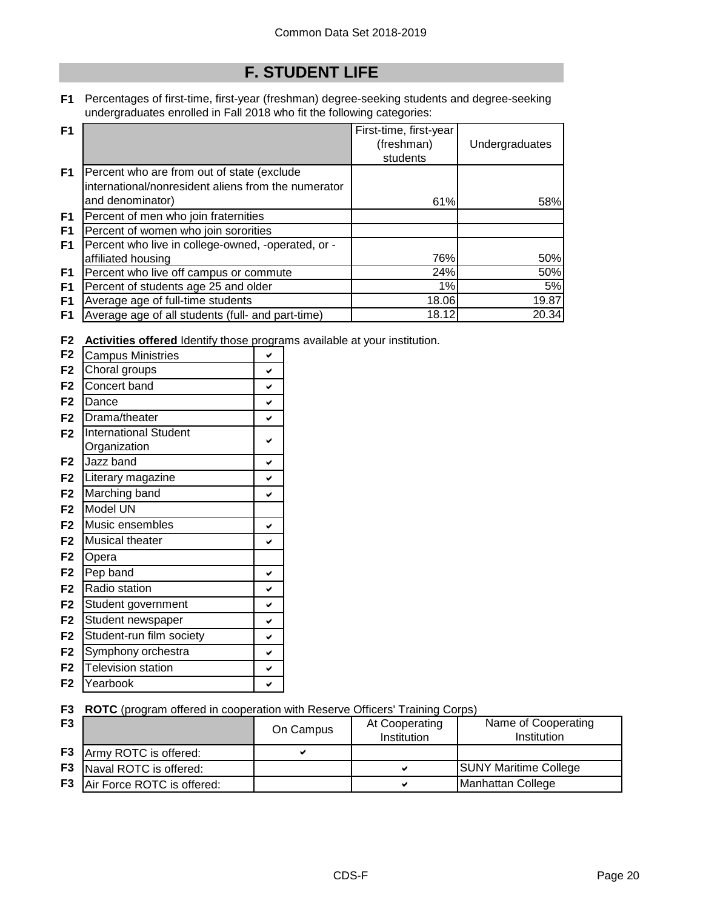## F. STUDENT LIFE

**F1** Percentages of first-time, first-year (freshman) degree-seeking students and degree-seeking undergraduates enrolled in Fall 2018 who fit the following categories:

| | First-time, first-year (freshman) students | Undergraduates |
|---|---|---|
| Percent who are from out of state (exclude international/nonresident aliens from the numerator and denominator) | 61% | 58% |
| Percent of men who join fraternities | | |
| Percent of women who join sororities | | |
| Percent who live in college-owned, -operated, or -affiliated housing | 76% | 50% |
| Percent who live off campus or commute | 24% | 50% |
| Percent of students age 25 and older | 1% | 5% |
| Average age of full-time students | 18.06 | 19.87 |
| Average age of all students (full- and part-time) | 18.12 | 20.34 |

**F2** **Activities offered** Identify those programs available at your institution.

| Activity | Offered |
|---|---|
| Campus Ministries | ✔ |
| Choral groups | ✔ |
| Concert band | ✔ |
| Dance | ✔ |
| Drama/theater | ✔ |
| International Student Organization | ✔ |
| Jazz band | ✔ |
| Literary magazine | ✔ |
| Marching band | ✔ |
| Model UN | |
| Music ensembles | ✔ |
| Musical theater | ✔ |
| Opera | |
| Pep band | ✔ |
| Radio station | ✔ |
| Student government | ✔ |
| Student newspaper | ✔ |
| Student-run film society | ✔ |
| Symphony orchestra | ✔ |
| Television station | ✔ |
| Yearbook | ✔ |

**F3** **ROTC** (program offered in cooperation with Reserve Officers' Training Corps)

| | On Campus | At Cooperating Institution | Name of Cooperating Institution |
|---|---|---|---|
| Army ROTC is offered: | ✔ | | |
| Naval ROTC is offered: | | ✔ | SUNY Maritime College |
| Air Force ROTC is offered: | | ✔ | Manhattan College |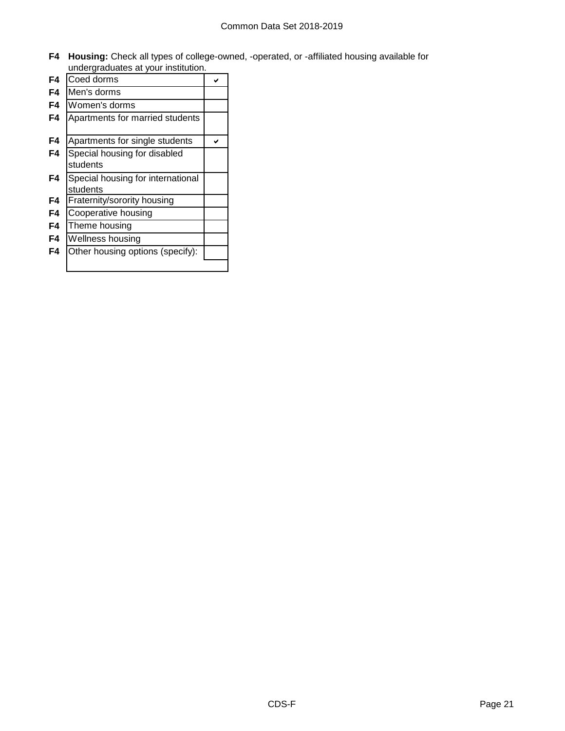**F4 Housing:** Check all types of college-owned, -operated, or -affiliated housing available for undergraduates at your institution.

| | | |
|---|---|---|
| F4 | Coed dorms | ✔ |
| F4 | Men's dorms | |
| F4 | Women's dorms | |
| F4 | Apartments for married students | |
| F4 | Apartments for single students | ✔ |
| F4 | Special housing for disabled students | |
| F4 | Special housing for international students | |
| F4 | Fraternity/sorority housing | |
| F4 | Cooperative housing | |
| F4 | Theme housing | |
| F4 | Wellness housing | |
| F4 | Other housing options (specify): | |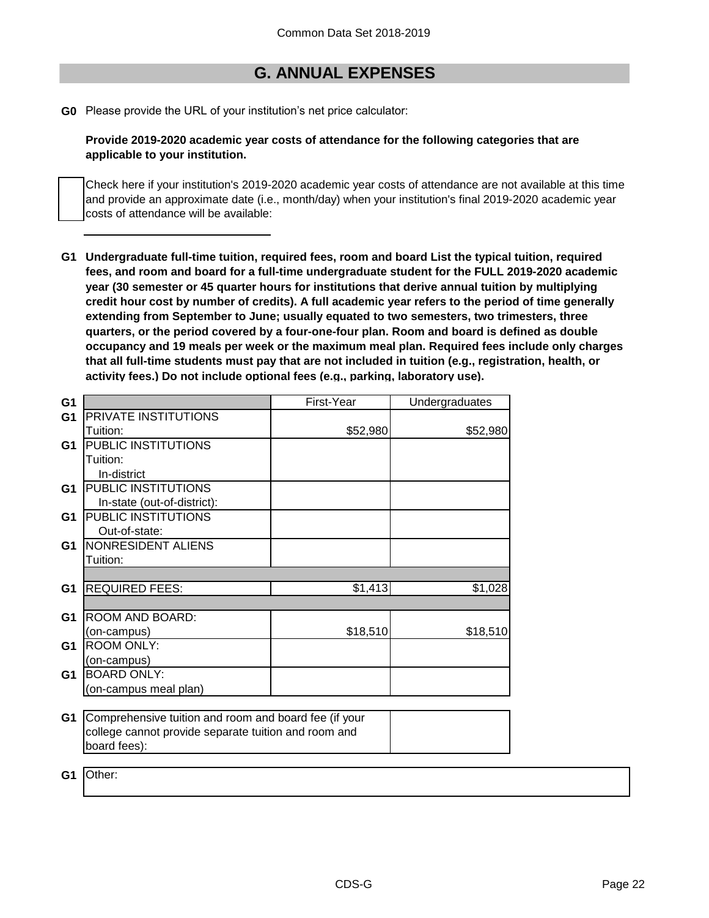## G. ANNUAL EXPENSES

**G0** Please provide the URL of your institution's net price calculator:

**Provide 2019-2020 academic year costs of attendance for the following categories that are applicable to your institution.**

Check here if your institution's 2019-2020 academic year costs of attendance are not available at this time and provide an approximate date (i.e., month/day) when your institution's final 2019-2020 academic year costs of attendance will be available:

**G1 Undergraduate full-time tuition, required fees, room and board List the typical tuition, required fees, and room and board for a full-time undergraduate student for the FULL 2019-2020 academic year (30 semester or 45 quarter hours for institutions that derive annual tuition by multiplying credit hour cost by number of credits). A full academic year refers to the period of time generally extending from September to June; usually equated to two semesters, two trimesters, three quarters, or the period covered by a four-one-four plan. Room and board is defined as double occupancy and 19 meals per week or the maximum meal plan. Required fees include only charges that all full-time students must pay that are not included in tuition (e.g., registration, health, or activity fees.) Do not include optional fees (e.g., parking, laboratory use).**

| | | First-Year | Undergraduates |
|---|---|---|---|
| G1 | PRIVATE INSTITUTIONS Tuition: | $52,980 | $52,980 |
| G1 | PUBLIC INSTITUTIONS Tuition: In-district | | |
| G1 | PUBLIC INSTITUTIONS In-state (out-of-district): | | |
| G1 | PUBLIC INSTITUTIONS Out-of-state: | | |
| G1 | NONRESIDENT ALIENS Tuition: | | |
| G1 | REQUIRED FEES: | $1,413 | $1,028 |
| G1 | ROOM AND BOARD: (on-campus) | $18,510 | $18,510 |
| G1 | ROOM ONLY: (on-campus) | | |
| G1 | BOARD ONLY: (on-campus meal plan) | | |

| | | |
|---|---|---|
| G1 | Comprehensive tuition and room and board fee (if your college cannot provide separate tuition and room and board fees): | |

| | |
|---|---|
| G1 | Other: |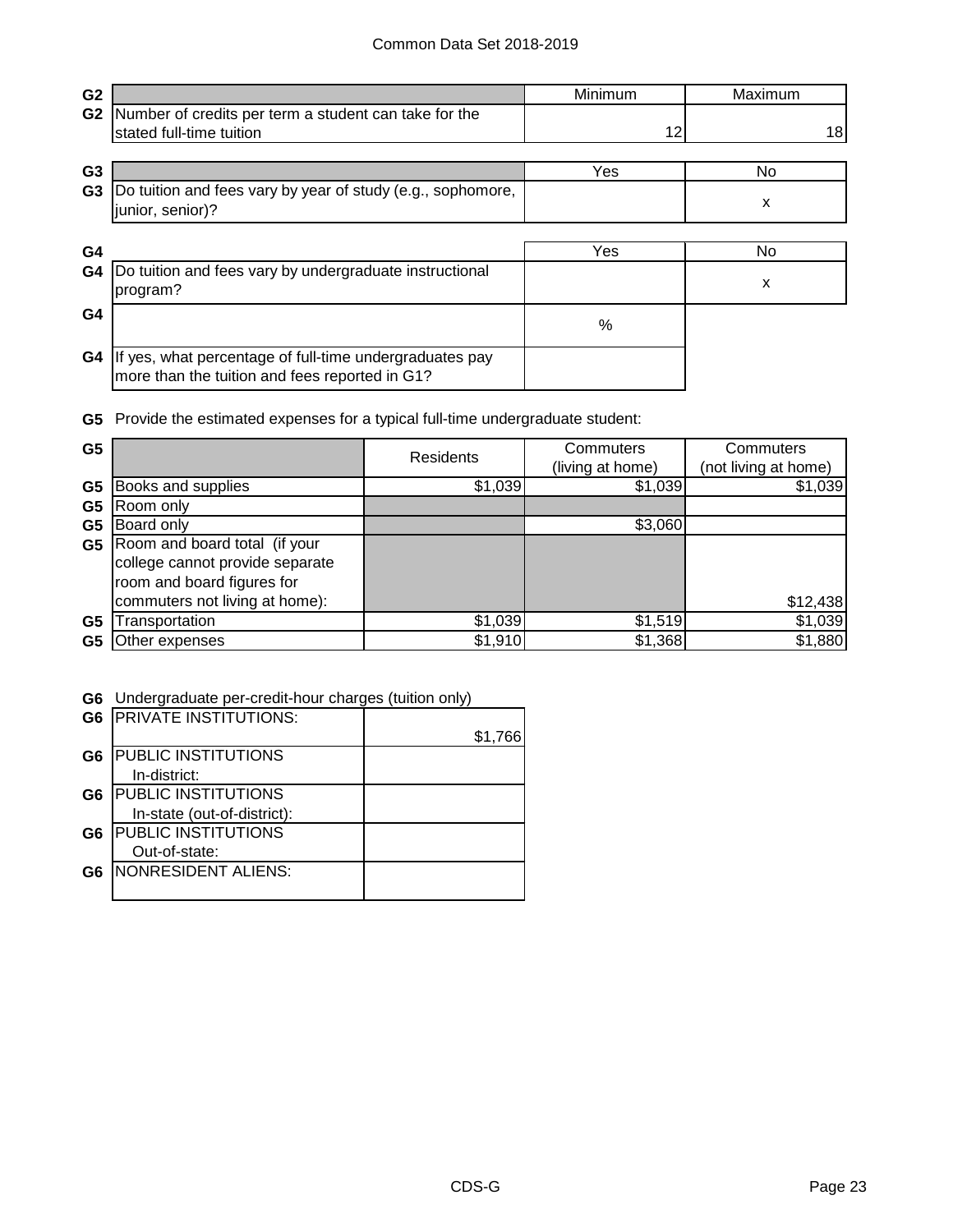| G2 | | Minimum | Maximum |
|---|---|---|---|
| G2 | Number of credits per term a student can take for the stated full-time tuition | 12 | 18 |

| G3 | | Yes | No |
|---|---|---|---|
| G3 | Do tuition and fees vary by year of study (e.g., sophomore, junior, senior)? | | x |

| G4 | | Yes | No |
|---|---|---|---|
| G4 | Do tuition and fees vary by undergraduate instructional program? | | x |
| G4 | | % | |
| G4 | If yes, what percentage of full-time undergraduates pay more than the tuition and fees reported in G1? | | |

**G5** Provide the estimated expenses for a typical full-time undergraduate student:

| G5 | | Residents | Commuters (living at home) | Commuters (not living at home) |
|---|---|---|---|---|
| G5 | Books and supplies | $1,039 | $1,039 | $1,039 |
| G5 | Room only | | | |
| G5 | Board only | | $3,060 | |
| G5 | Room and board total (if your college cannot provide separate room and board figures for commuters not living at home): | | | $12,438 |
| G5 | Transportation | $1,039 | $1,519 | $1,039 |
| G5 | Other expenses | $1,910 | $1,368 | $1,880 |

**G6** Undergraduate per-credit-hour charges (tuition only)

| G6 | | |
|---|---|---|
| G6 | PRIVATE INSTITUTIONS: | $1,766 |
| G6 | PUBLIC INSTITUTIONS In-district: | |
| G6 | PUBLIC INSTITUTIONS In-state (out-of-district): | |
| G6 | PUBLIC INSTITUTIONS Out-of-state: | |
| G6 | NONRESIDENT ALIENS: | |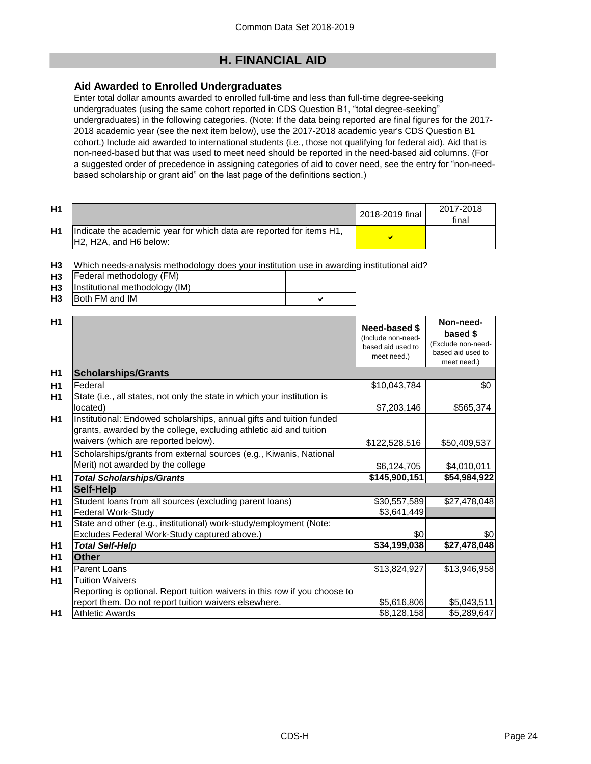# H. FINANCIAL AID

### Aid Awarded to Enrolled Undergraduates

Enter total dollar amounts awarded to enrolled full-time and less than full-time degree-seeking undergraduates (using the same cohort reported in CDS Question B1, "total degree-seeking" undergraduates) in the following categories. (Note: If the data being reported are final figures for the 2017-2018 academic year (see the next item below), use the 2017-2018 academic year's CDS Question B1 cohort.) Include aid awarded to international students (i.e., those not qualifying for federal aid). Aid that is non-need-based but that was used to meet need should be reported in the need-based aid columns. (For a suggested order of precedence in assigning categories of aid to cover need, see the entry for "non-need-based scholarship or grant aid" on the last page of the definitions section.)

| | | 2018-2019 final | 2017-2018 final |
|---|---|---|---|
| H1 | Indicate the academic year for which data are reported for items H1, H2, H2A, and H6 below: | ✔ | |

**H3** Which needs-analysis methodology does your institution use in awarding institutional aid?

| | | |
|---|---|---|
| H3 | Federal methodology (FM) | |
| H3 | Institutional methodology (IM) | |
| H3 | Both FM and IM | ✔ |

| | | Need-based $ (Include non-need-based aid used to meet need.) | Non-need-based $ (Exclude non-need-based aid used to meet need.) |
|---|---|---|---|
| H1 | **Scholarships/Grants** | | |
| H1 | Federal | $10,043,784 | $0 |
| H1 | State (i.e., all states, not only the state in which your institution is located) | $7,203,146 | $565,374 |
| H1 | Institutional: Endowed scholarships, annual gifts and tuition funded grants, awarded by the college, excluding athletic aid and tuition waivers (which are reported below). | $122,528,516 | $50,409,537 |
| H1 | Scholarships/grants from external sources (e.g., Kiwanis, National Merit) not awarded by the college | $6,124,705 | $4,010,011 |
| H1 | ***Total Scholarships/Grants*** | **$145,900,151** | **$54,984,922** |
| H1 | **Self-Help** | | |
| H1 | Student loans from all sources (excluding parent loans) | $30,557,589 | $27,478,048 |
| H1 | Federal Work-Study | $3,641,449 | |
| H1 | State and other (e.g., institutional) work-study/employment (Note: Excludes Federal Work-Study captured above.) | $0 | $0 |
| H1 | ***Total Self-Help*** | **$34,199,038** | **$27,478,048** |
| H1 | **Other** | | |
| H1 | Parent Loans | $13,824,927 | $13,946,958 |
| H1 | Tuition Waivers<br>Reporting is optional. Report tuition waivers in this row if you choose to report them. Do not report tuition waivers elsewhere. | $5,616,806 | $5,043,511 |
| H1 | Athletic Awards | $8,128,158 | $5,289,647 |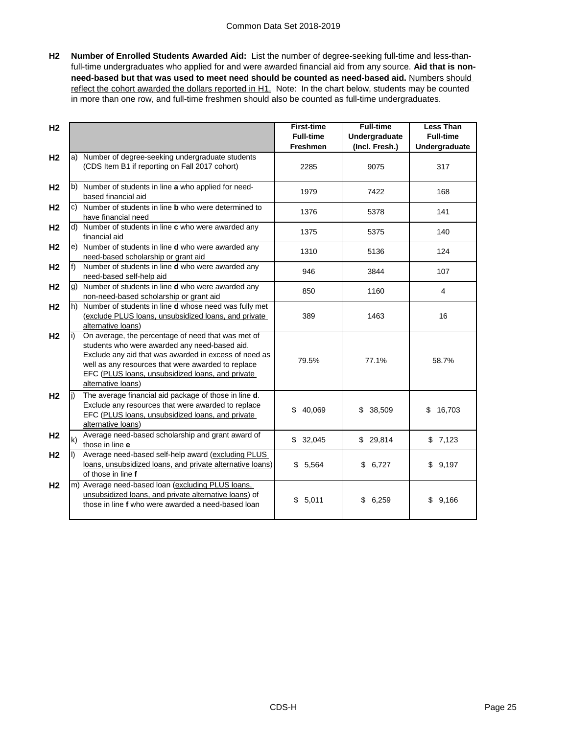**H2 Number of Enrolled Students Awarded Aid:** List the number of degree-seeking full-time and less-than-full-time undergraduates who applied for and were awarded financial aid from any source. **Aid that is non-need-based but that was used to meet need should be counted as need-based aid.** Numbers should reflect the cohort awarded the dollars reported in H1. Note: In the chart below, students may be counted in more than one row, and full-time freshmen should also be counted as full-time undergraduates.

| | | | First-time Full-time Freshmen | Full-time Undergraduate (Incl. Fresh.) | Less Than Full-time Undergraduate |
|---|---|---|---|---|---|
| H2 | a) | Number of degree-seeking undergraduate students (CDS Item B1 if reporting on Fall 2017 cohort) | 2285 | 9075 | 317 |
| H2 | b) | Number of students in line **a** who applied for need-based financial aid | 1979 | 7422 | 168 |
| H2 | c) | Number of students in line **b** who were determined to have financial need | 1376 | 5378 | 141 |
| H2 | d) | Number of students in line **c** who were awarded any financial aid | 1375 | 5375 | 140 |
| H2 | e) | Number of students in line **d** who were awarded any need-based scholarship or grant aid | 1310 | 5136 | 124 |
| H2 | f) | Number of students in line **d** who were awarded any need-based self-help aid | 946 | 3844 | 107 |
| H2 | g) | Number of students in line **d** who were awarded any non-need-based scholarship or grant aid | 850 | 1160 | 4 |
| H2 | h) | Number of students in line **d** whose need was fully met (exclude PLUS loans, unsubsidized loans, and private alternative loans) | 389 | 1463 | 16 |
| H2 | i) | On average, the percentage of need that was met of students who were awarded any need-based aid. Exclude any aid that was awarded in excess of need as well as any resources that were awarded to replace EFC (PLUS loans, unsubsidized loans, and private alternative loans) | 79.5% | 77.1% | 58.7% |
| H2 | j) | The average financial aid package of those in line **d**. Exclude any resources that were awarded to replace EFC (PLUS loans, unsubsidized loans, and private alternative loans) | $ 40,069 | $ 38,509 | $ 16,703 |
| H2 | k) | Average need-based scholarship and grant award of those in line **e** | $ 32,045 | $ 29,814 | $ 7,123 |
| H2 | l) | Average need-based self-help award (excluding PLUS loans, unsubsidized loans, and private alternative loans) of those in line **f** | $ 5,564 | $ 6,727 | $ 9,197 |
| H2 | m) | Average need-based loan (excluding PLUS loans, unsubsidized loans, and private alternative loans) of those in line **f** who were awarded a need-based loan | $ 5,011 | $ 6,259 | $ 9,166 |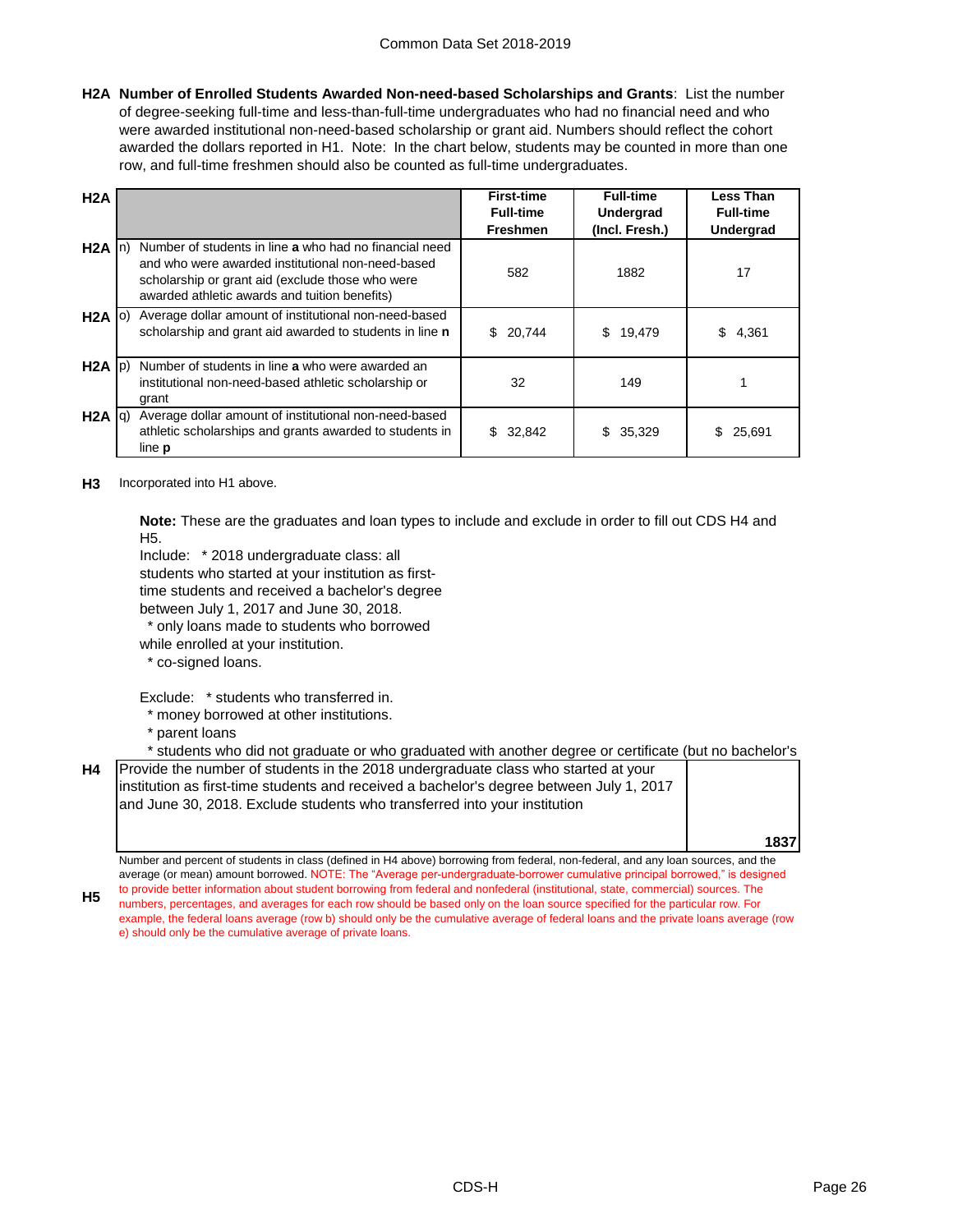**H2A Number of Enrolled Students Awarded Non-need-based Scholarships and Grants**: List the number of degree-seeking full-time and less-than-full-time undergraduates who had no financial need and who were awarded institutional non-need-based scholarship or grant aid. Numbers should reflect the cohort awarded the dollars reported in H1. Note: In the chart below, students may be counted in more than one row, and full-time freshmen should also be counted as full-time undergraduates.

| H2A | | First-time Full-time Freshmen | Full-time Undergrad (Incl. Fresh.) | Less Than Full-time Undergrad |
|---|---|---|---|---|
| H2A | n) Number of students in line **a** who had no financial need and who were awarded institutional non-need-based scholarship or grant aid (exclude those who were awarded athletic awards and tuition benefits) | 582 | 1882 | 17 |
| H2A | o) Average dollar amount of institutional non-need-based scholarship and grant aid awarded to students in line **n** | $ 20,744 | $ 19,479 | $ 4,361 |
| H2A | p) Number of students in line **a** who were awarded an institutional non-need-based athletic scholarship or grant | 32 | 149 | 1 |
| H2A | q) Average dollar amount of institutional non-need-based athletic scholarships and grants awarded to students in line **p** | $ 32,842 | $ 35,329 | $ 25,691 |

**H3** Incorporated into H1 above.

**Note:** These are the graduates and loan types to include and exclude in order to fill out CDS H4 and H5.

Include: * 2018 undergraduate class: all students who started at your institution as first-time students and received a bachelor's degree between July 1, 2017 and June 30, 2018.
* only loans made to students who borrowed while enrolled at your institution.
* co-signed loans.

Exclude: * students who transferred in.
* money borrowed at other institutions.
* parent loans
* students who did not graduate or who graduated with another degree or certificate (but no bachelor's

| H4 | Provide the number of students in the 2018 undergraduate class who started at your institution as first-time students and received a bachelor's degree between July 1, 2017 and June 30, 2018. Exclude students who transferred into your institution | 1837 |
|---|---|---|

**H5** Number and percent of students in class (defined in H4 above) borrowing from federal, non-federal, and any loan sources, and the average (or mean) amount borrowed. NOTE: The "Average per-undergraduate-borrower cumulative principal borrowed," is designed to provide better information about student borrowing from federal and nonfederal (institutional, state, commercial) sources. The numbers, percentages, and averages for each row should be based only on the loan source specified for the particular row. For example, the federal loans average (row b) should only be the cumulative average of federal loans and the private loans average (row e) should only be the cumulative average of private loans.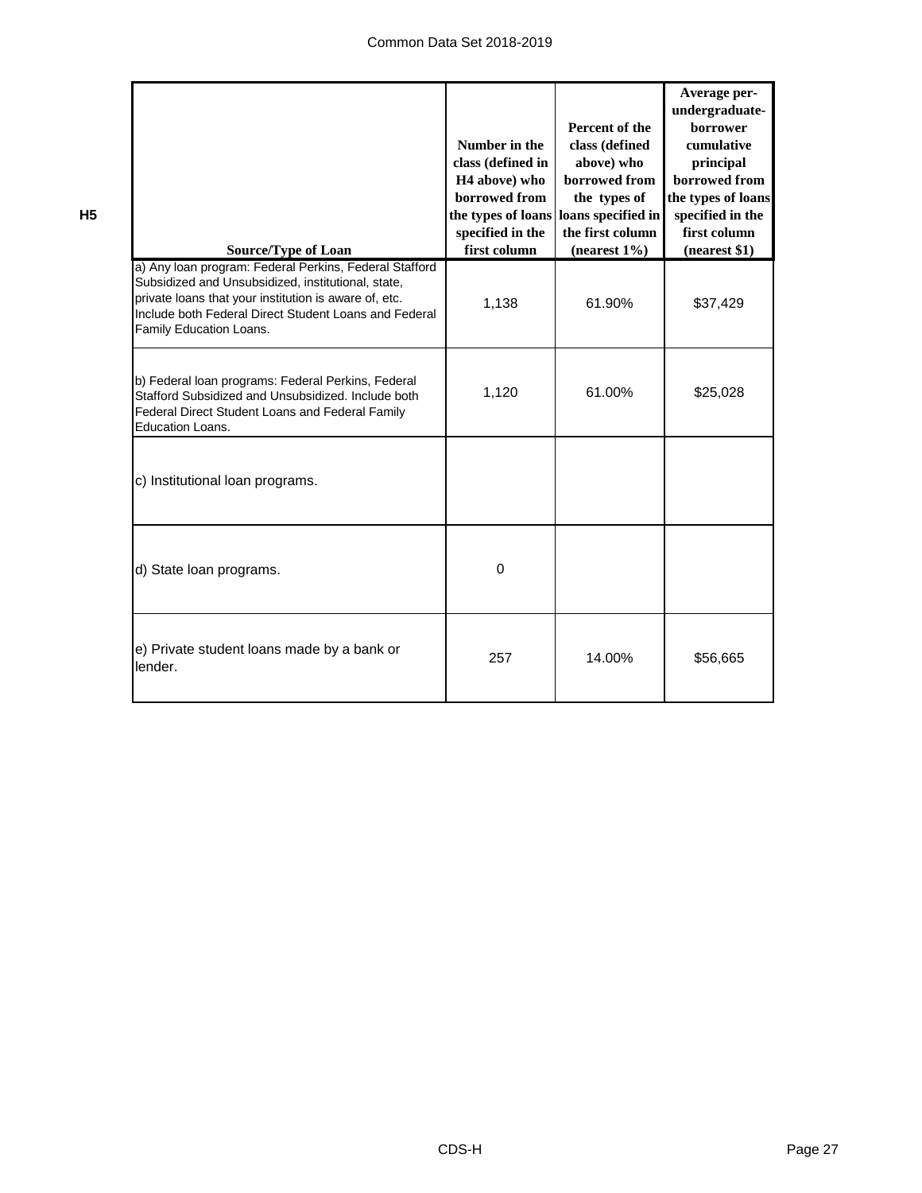**H5**

| Source/Type of Loan | Number in the class (defined in H4 above) who borrowed from the types of loans specified in the first column | Percent of the class (defined above) who borrowed from the types of loans specified in the first column (nearest 1%) | Average per-undergraduate-borrower cumulative principal borrowed from the types of loans specified in the first column (nearest $1) |
|---|---|---|---|
| a) Any loan program: Federal Perkins, Federal Stafford Subsidized and Unsubsidized, institutional, state, private loans that your institution is aware of, etc. Include both Federal Direct Student Loans and Federal Family Education Loans. | 1,138 | 61.90% | $37,429 |
| b) Federal loan programs: Federal Perkins, Federal Stafford Subsidized and Unsubsidized. Include both Federal Direct Student Loans and Federal Family Education Loans. | 1,120 | 61.00% | $25,028 |
| c) Institutional loan programs. | | | |
| d) State loan programs. | 0 | | |
| e) Private student loans made by a bank or lender. | 257 | 14.00% | $56,665 |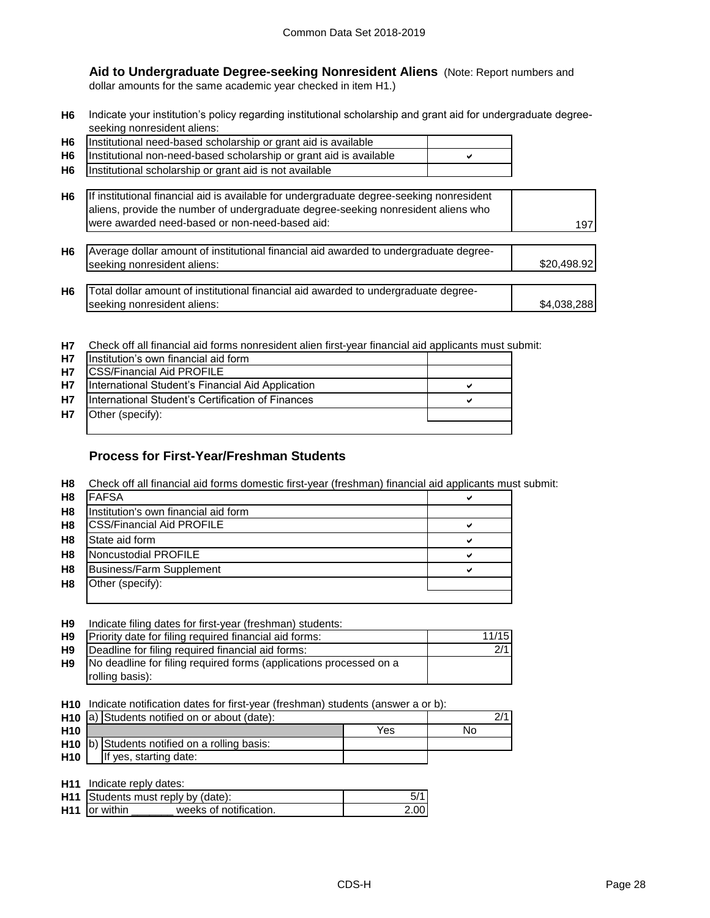## Aid to Undergraduate Degree-seeking Nonresident Aliens

(Note: Report numbers and dollar amounts for the same academic year checked in item H1.)

**H6** Indicate your institution's policy regarding institutional scholarship and grant aid for undergraduate degree-seeking nonresident aliens:

| | | |
|---|---|---|
| H6 | Institutional need-based scholarship or grant aid is available | |
| H6 | Institutional non-need-based scholarship or grant aid is available | ✔ |
| H6 | Institutional scholarship or grant aid is not available | |

| | | |
|---|---|---|
| H6 | If institutional financial aid is available for undergraduate degree-seeking nonresident aliens, provide the number of undergraduate degree-seeking nonresident aliens who were awarded need-based or non-need-based aid: | 197 |
| H6 | Average dollar amount of institutional financial aid awarded to undergraduate degree-seeking nonresident aliens: | $20,498.92 |
| H6 | Total dollar amount of institutional financial aid awarded to undergraduate degree-seeking nonresident aliens: | $4,038,288 |

**H7** Check off all financial aid forms nonresident alien first-year financial aid applicants must submit:

| | | |
|---|---|---|
| H7 | Institution's own financial aid form | |
| H7 | CSS/Financial Aid PROFILE | |
| H7 | International Student's Financial Aid Application | ✔ |
| H7 | International Student's Certification of Finances | ✔ |
| H7 | Other (specify): | |

## Process for First-Year/Freshman Students

**H8** Check off all financial aid forms domestic first-year (freshman) financial aid applicants must submit:

| | | |
|---|---|---|
| H8 | FAFSA | ✔ |
| H8 | Institution's own financial aid form | |
| H8 | CSS/Financial Aid PROFILE | ✔ |
| H8 | State aid form | ✔ |
| H8 | Noncustodial PROFILE | ✔ |
| H8 | Business/Farm Supplement | ✔ |
| H8 | Other (specify): | |

**H9** Indicate filing dates for first-year (freshman) students:

| | | |
|---|---|---|
| H9 | Priority date for filing required financial aid forms: | 11/15 |
| H9 | Deadline for filing required financial aid forms: | 2/1 |
| H9 | No deadline for filing required forms (applications processed on a rolling basis): | |

**H10** Indicate notification dates for first-year (freshman) students (answer a or b):

| | | | |
|---|---|---|---|
| H10 | a) Students notified on or about (date): | | 2/1 |
| H10 | | Yes | No |
| H10 | b) Students notified on a rolling basis: | | |
| H10 | If yes, starting date: | | |

**H11** Indicate reply dates:

| | | |
|---|---|---|
| H11 | Students must reply by (date): | 5/1 |
| H11 | or within _______ weeks of notification. | 2.00 |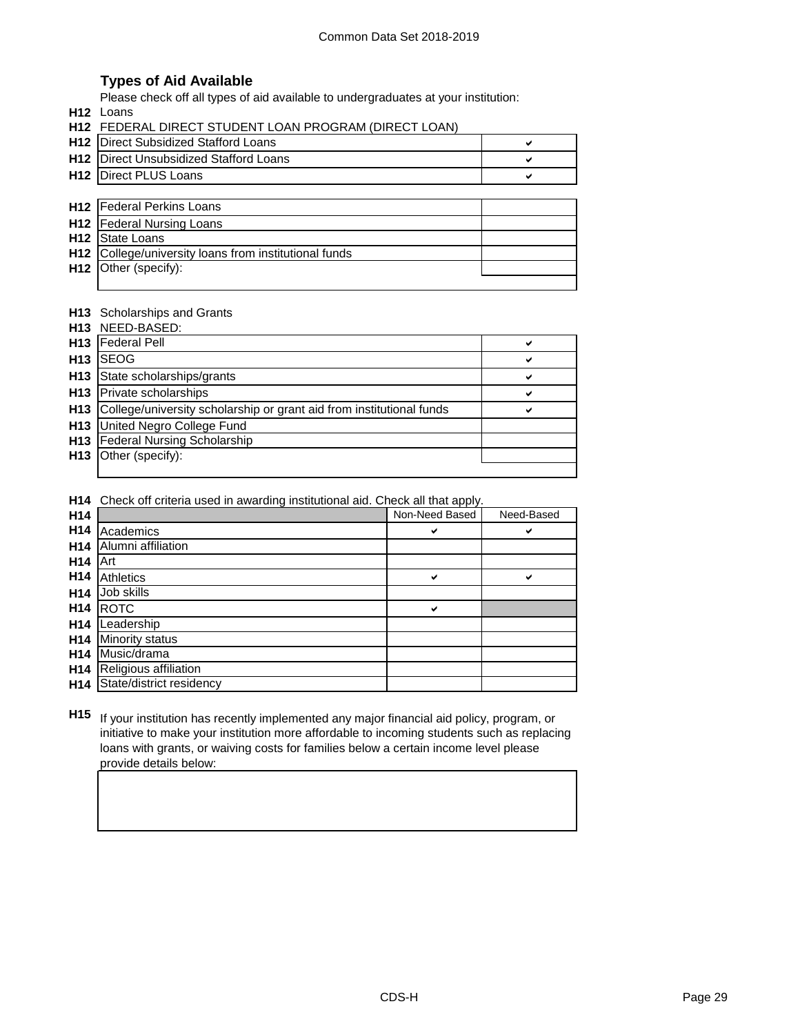## Types of Aid Available

Please check off all types of aid available to undergraduates at your institution:

**H12** Loans

**H12** FEDERAL DIRECT STUDENT LOAN PROGRAM (DIRECT LOAN)

| | | |
|---|---|---|
| H12 | Direct Subsidized Stafford Loans | ✔ |
| H12 | Direct Unsubsidized Stafford Loans | ✔ |
| H12 | Direct PLUS Loans | ✔ |

| | | |
|---|---|---|
| H12 | Federal Perkins Loans | |
| H12 | Federal Nursing Loans | |
| H12 | State Loans | |
| H12 | College/university loans from institutional funds | |
| H12 | Other (specify): | |

**H13** Scholarships and Grants

**H13** NEED-BASED:

| | | |
|---|---|---|
| H13 | Federal Pell | ✔ |
| H13 | SEOG | ✔ |
| H13 | State scholarships/grants | ✔ |
| H13 | Private scholarships | ✔ |
| H13 | College/university scholarship or grant aid from institutional funds | ✔ |
| H13 | United Negro College Fund | |
| H13 | Federal Nursing Scholarship | |
| H13 | Other (specify): | |

**H14** Check off criteria used in awarding institutional aid. Check all that apply.

| | | Non-Need Based | Need-Based |
|---|---|---|---|
| H14 | Academics | ✔ | ✔ |
| H14 | Alumni affiliation | | |
| H14 | Art | | |
| H14 | Athletics | ✔ | ✔ |
| H14 | Job skills | | |
| H14 | ROTC | ✔ | |
| H14 | Leadership | | |
| H14 | Minority status | | |
| H14 | Music/drama | | |
| H14 | Religious affiliation | | |
| H14 | State/district residency | | |

**H15** If your institution has recently implemented any major financial aid policy, program, or initiative to make your institution more affordable to incoming students such as replacing loans with grants, or waiving costs for families below a certain income level please provide details below: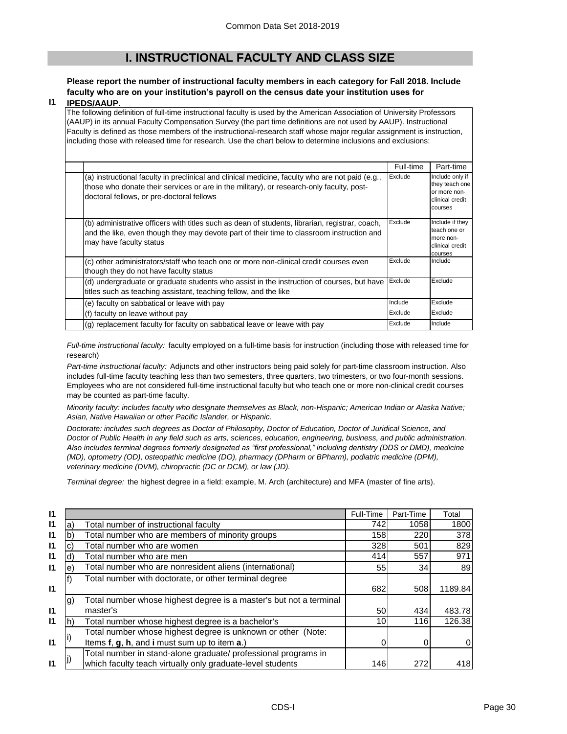## I. INSTRUCTIONAL FACULTY AND CLASS SIZE

**I1 Please report the number of instructional faculty members in each category for Fall 2018. Include faculty who are on your institution's payroll on the census date your institution uses for IPEDS/AAUP.**

The following definition of full-time instructional faculty is used by the American Association of University Professors (AAUP) in its annual Faculty Compensation Survey (the part time definitions are not used by AAUP). Instructional Faculty is defined as those members of the instructional-research staff whose major regular assignment is instruction, including those with released time for research. Use the chart below to determine inclusions and exclusions:

| | Full-time | Part-time |
|---|---|---|
| (a) instructional faculty in preclinical and clinical medicine, faculty who are not paid (e.g., those who donate their services or are in the military), or research-only faculty, post-doctoral fellows, or pre-doctoral fellows | Exclude | Include only if they teach one or more non-clinical credit courses |
| (b) administrative officers with titles such as dean of students, librarian, registrar, coach, and the like, even though they may devote part of their time to classroom instruction and may have faculty status | Exclude | Include if they teach one or more non-clinical credit courses |
| (c) other administrators/staff who teach one or more non-clinical credit courses even though they do not have faculty status | Exclude | Include |
| (d) undergraduate or graduate students who assist in the instruction of courses, but have titles such as teaching assistant, teaching fellow, and the like | Exclude | Exclude |
| (e) faculty on sabbatical or leave with pay | Include | Exclude |
| (f) faculty on leave without pay | Exclude | Exclude |
| (g) replacement faculty for faculty on sabbatical leave or leave with pay | Exclude | Include |

*Full-time instructional faculty:* faculty employed on a full-time basis for instruction (including those with released time for research)

*Part-time instructional faculty:* Adjuncts and other instructors being paid solely for part-time classroom instruction. Also includes full-time faculty teaching less than two semesters, three quarters, two trimesters, or two four-month sessions. Employees who are not considered full-time instructional faculty but who teach one or more non-clinical credit courses may be counted as part-time faculty.

*Minority faculty: includes faculty who designate themselves as Black, non-Hispanic; American Indian or Alaska Native; Asian, Native Hawaiian or other Pacific Islander, or Hispanic.*

*Doctorate: includes such degrees as Doctor of Philosophy, Doctor of Education, Doctor of Juridical Science, and Doctor of Public Health in any field such as arts, sciences, education, engineering, business, and public administration. Also includes terminal degrees formerly designated as "first professional," including dentistry (DDS or DMD), medicine (MD), optometry (OD), osteopathic medicine (DO), pharmacy (DPharm or BPharm), podiatric medicine (DPM), veterinary medicine (DVM), chiropractic (DC or DCM), or law (JD).*

*Terminal degree:* the highest degree in a field: example, M. Arch (architecture) and MFA (master of fine arts).

| | | | Full-Time | Part-Time | Total |
|---|---|---|---|---|---|
| I1 | a) | Total number of instructional faculty | 742 | 1058 | 1800 |
| I1 | b) | Total number who are members of minority groups | 158 | 220 | 378 |
| I1 | c) | Total number who are women | 328 | 501 | 829 |
| I1 | d) | Total number who are men | 414 | 557 | 971 |
| I1 | e) | Total number who are nonresident aliens (international) | 55 | 34 | 89 |
| I1 | f) | Total number with doctorate, or other terminal degree | 682 | 508 | 1189.84 |
| I1 | g) | Total number whose highest degree is a master's but not a terminal master's | 50 | 434 | 483.78 |
| I1 | h) | Total number whose highest degree is a bachelor's | 10 | 116 | 126.38 |
| I1 | i) | Total number whose highest degree is unknown or other (Note: Items **f**, **g**, **h**, and **i** must sum up to item **a**.) | 0 | 0 | 0 |
| I1 | j) | Total number in stand-alone graduate/ professional programs in which faculty teach virtually only graduate-level students | 146 | 272 | 418 |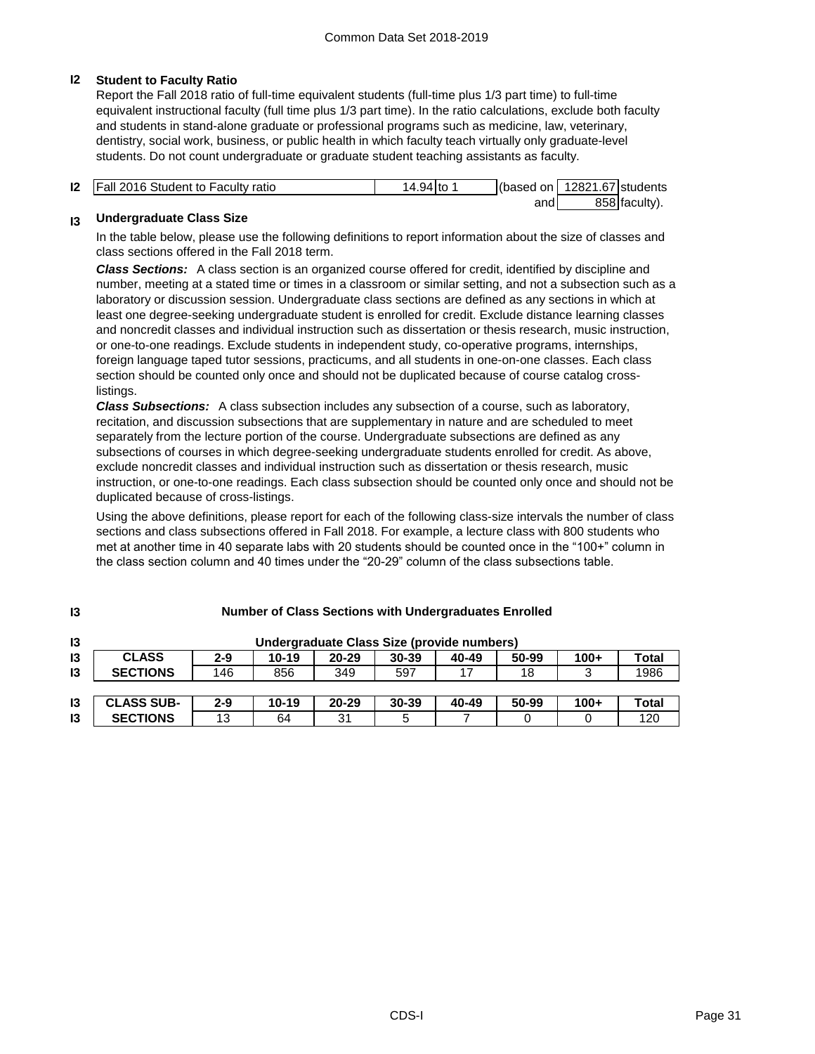Common Data Set 2018-2019

## I2 Student to Faculty Ratio

Report the Fall 2018 ratio of full-time equivalent students (full-time plus 1/3 part time) to full-time equivalent instructional faculty (full time plus 1/3 part time). In the ratio calculations, exclude both faculty and students in stand-alone graduate or professional programs such as medicine, law, veterinary, dentistry, social work, business, or public health in which faculty teach virtually only graduate-level students. Do not count undergraduate or graduate student teaching assistants as faculty.

| I2 | Fall 2016 Student to Faculty ratio | 14.94 to 1 | (based on 12821.67 students and 858 faculty). |
|---|---|---|---|

## I3 Undergraduate Class Size

In the table below, please use the following definitions to report information about the size of classes and class sections offered in the Fall 2018 term.

***Class Sections:*** A class section is an organized course offered for credit, identified by discipline and number, meeting at a stated time or times in a classroom or similar setting, and not a subsection such as a laboratory or discussion session. Undergraduate class sections are defined as any sections in which at least one degree-seeking undergraduate student is enrolled for credit. Exclude distance learning classes and noncredit classes and individual instruction such as dissertation or thesis research, music instruction, or one-to-one readings. Exclude students in independent study, co-operative programs, internships, foreign language taped tutor sessions, practicums, and all students in one-on-one classes. Each class section should be counted only once and should not be duplicated because of course catalog cross-listings.

***Class Subsections:*** A class subsection includes any subsection of a course, such as laboratory, recitation, and discussion subsections that are supplementary in nature and are scheduled to meet separately from the lecture portion of the course. Undergraduate subsections are defined as any subsections of courses in which degree-seeking undergraduate students enrolled for credit. As above, exclude noncredit classes and individual instruction such as dissertation or thesis research, music instruction, or one-to-one readings. Each class subsection should be counted only once and should not be duplicated because of cross-listings.

Using the above definitions, please report for each of the following class-size intervals the number of class sections and class subsections offered in Fall 2018. For example, a lecture class with 800 students who met at another time in 40 separate labs with 20 students should be counted once in the "100+" column in the class section column and 40 times under the "20-29" column of the class subsections table.

**Number of Class Sections with Undergraduates Enrolled**

**Undergraduate Class Size (provide numbers)**

| | 2-9 | 10-19 | 20-29 | 30-39 | 40-49 | 50-99 | 100+ | Total |
|---|---|---|---|---|---|---|---|---|
| **CLASS SECTIONS** | 146 | 856 | 349 | 597 | 17 | 18 | 3 | 1986 |

| | 2-9 | 10-19 | 20-29 | 30-39 | 40-49 | 50-99 | 100+ | Total |
|---|---|---|---|---|---|---|---|---|
| **CLASS SUB-SECTIONS** | 13 | 64 | 31 | 5 | 7 | 0 | 0 | 120 |

CDS-I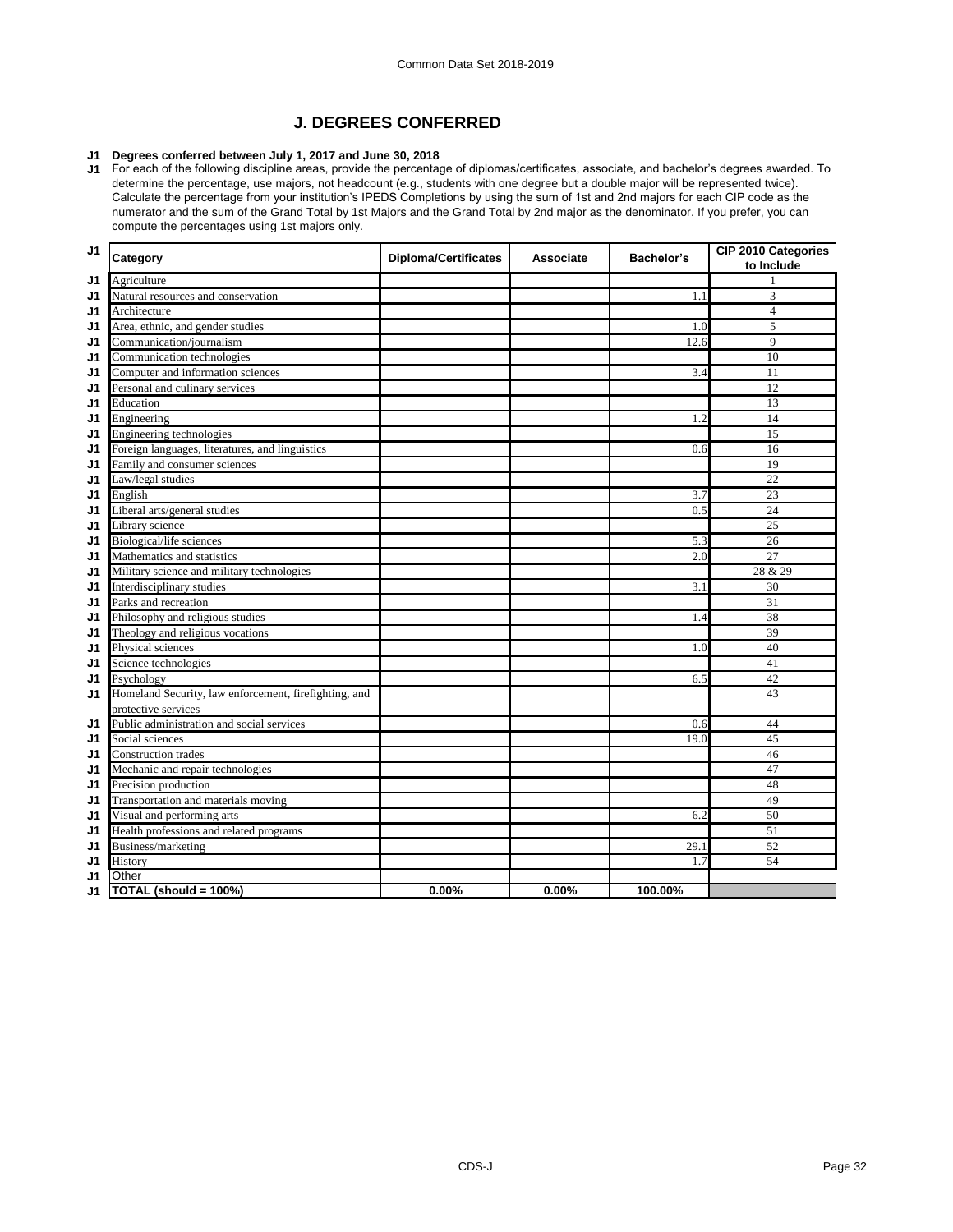Common Data Set 2018-2019

## J. DEGREES CONFERRED

**J1 Degrees conferred between July 1, 2017 and June 30, 2018**

J1 For each of the following discipline areas, provide the percentage of diplomas/certificates, associate, and bachelor's degrees awarded. To determine the percentage, use majors, not headcount (e.g., students with one degree but a double major will be represented twice). Calculate the percentage from your institution's IPEDS Completions by using the sum of 1st and 2nd majors for each CIP code as the numerator and the sum of the Grand Total by 1st Majors and the Grand Total by 2nd major as the denominator. If you prefer, you can compute the percentages using 1st majors only.

| | Category | Diploma/Certificates | Associate | Bachelor's | CIP 2010 Categories to Include |
|---|---|---|---|---|---|
| J1 | Agriculture | | | | 1 |
| J1 | Natural resources and conservation | | | 1.1 | 3 |
| J1 | Architecture | | | | 4 |
| J1 | Area, ethnic, and gender studies | | | 1.0 | 5 |
| J1 | Communication/journalism | | | 12.6 | 9 |
| J1 | Communication technologies | | | | 10 |
| J1 | Computer and information sciences | | | 3.4 | 11 |
| J1 | Personal and culinary services | | | | 12 |
| J1 | Education | | | | 13 |
| J1 | Engineering | | | 1.2 | 14 |
| J1 | Engineering technologies | | | | 15 |
| J1 | Foreign languages, literatures, and linguistics | | | 0.6 | 16 |
| J1 | Family and consumer sciences | | | | 19 |
| J1 | Law/legal studies | | | | 22 |
| J1 | English | | | 3.7 | 23 |
| J1 | Liberal arts/general studies | | | 0.5 | 24 |
| J1 | Library science | | | | 25 |
| J1 | Biological/life sciences | | | 5.3 | 26 |
| J1 | Mathematics and statistics | | | 2.0 | 27 |
| J1 | Military science and military technologies | | | | 28 & 29 |
| J1 | Interdisciplinary studies | | | 3.1 | 30 |
| J1 | Parks and recreation | | | | 31 |
| J1 | Philosophy and religious studies | | | 1.4 | 38 |
| J1 | Theology and religious vocations | | | | 39 |
| J1 | Physical sciences | | | 1.0 | 40 |
| J1 | Science technologies | | | | 41 |
| J1 | Psychology | | | 6.5 | 42 |
| J1 | Homeland Security, law enforcement, firefighting, and protective services | | | | 43 |
| J1 | Public administration and social services | | | 0.6 | 44 |
| J1 | Social sciences | | | 19.0 | 45 |
| J1 | Construction trades | | | | 46 |
| J1 | Mechanic and repair technologies | | | | 47 |
| J1 | Precision production | | | | 48 |
| J1 | Transportation and materials moving | | | | 49 |
| J1 | Visual and performing arts | | | 6.2 | 50 |
| J1 | Health professions and related programs | | | | 51 |
| J1 | Business/marketing | | | 29.1 | 52 |
| J1 | History | | | 1.7 | 54 |
| J1 | Other | | | | |
| J1 | **TOTAL (should = 100%)** | **0.00%** | **0.00%** | **100.00%** | |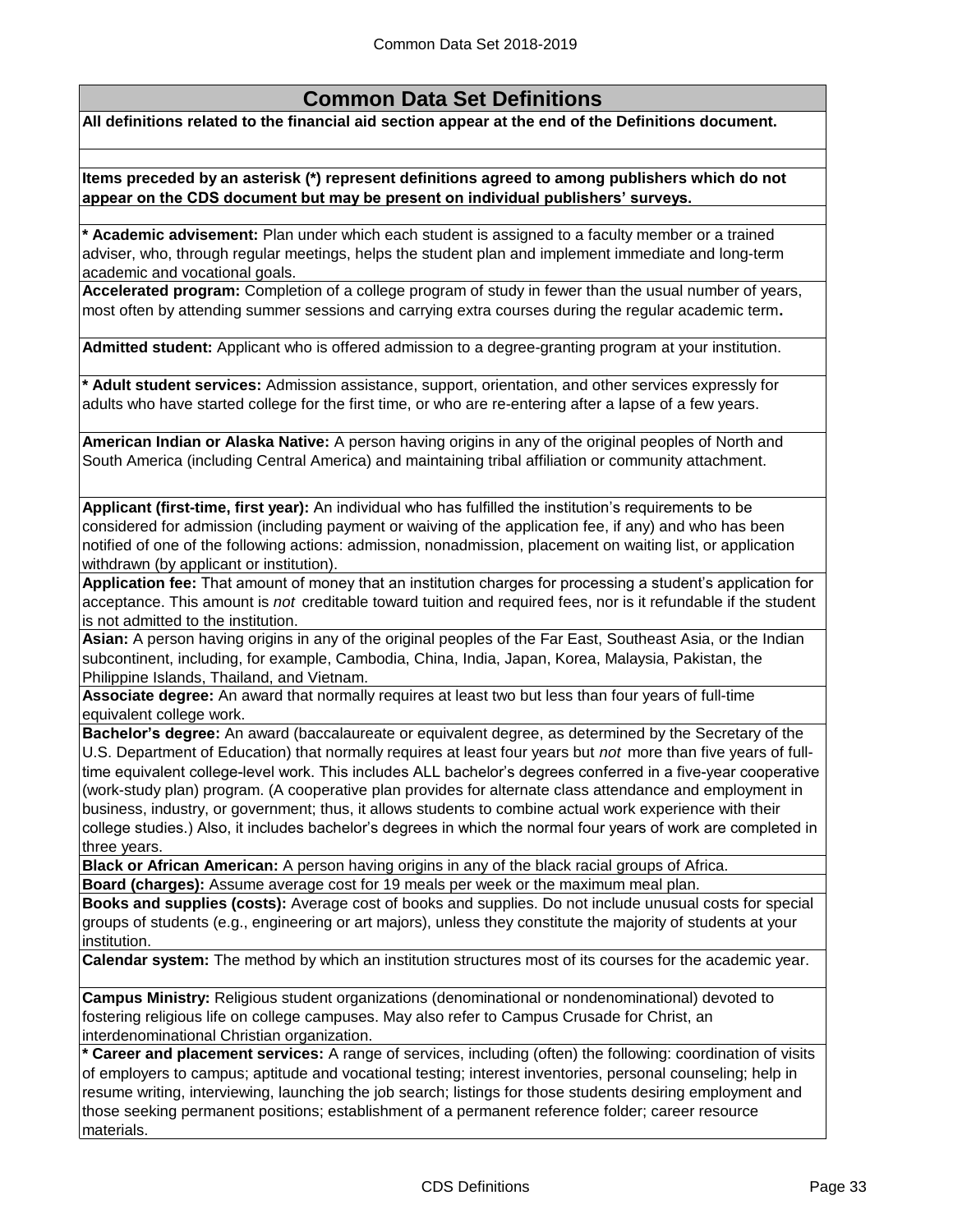# Common Data Set Definitions

**All definitions related to the financial aid section appear at the end of the Definitions document.**

**Items preceded by an asterisk (*) represent definitions agreed to among publishers which do not appear on the CDS document but may be present on individual publishers' surveys.**

**\* Academic advisement:** Plan under which each student is assigned to a faculty member or a trained adviser, who, through regular meetings, helps the student plan and implement immediate and long-term academic and vocational goals.

**Accelerated program:** Completion of a college program of study in fewer than the usual number of years, most often by attending summer sessions and carrying extra courses during the regular academic term**.**

**Admitted student:** Applicant who is offered admission to a degree-granting program at your institution.

**\* Adult student services:** Admission assistance, support, orientation, and other services expressly for adults who have started college for the first time, or who are re-entering after a lapse of a few years.

**American Indian or Alaska Native:** A person having origins in any of the original peoples of North and South America (including Central America) and maintaining tribal affiliation or community attachment.

**Applicant (first-time, first year):** An individual who has fulfilled the institution's requirements to be considered for admission (including payment or waiving of the application fee, if any) and who has been notified of one of the following actions: admission, nonadmission, placement on waiting list, or application withdrawn (by applicant or institution).

**Application fee:** That amount of money that an institution charges for processing a student's application for acceptance. This amount is *not* creditable toward tuition and required fees, nor is it refundable if the student is not admitted to the institution.

**Asian:** A person having origins in any of the original peoples of the Far East, Southeast Asia, or the Indian subcontinent, including, for example, Cambodia, China, India, Japan, Korea, Malaysia, Pakistan, the Philippine Islands, Thailand, and Vietnam.

**Associate degree:** An award that normally requires at least two but less than four years of full-time equivalent college work.

**Bachelor's degree:** An award (baccalaureate or equivalent degree, as determined by the Secretary of the U.S. Department of Education) that normally requires at least four years but *not* more than five years of full-time equivalent college-level work. This includes ALL bachelor's degrees conferred in a five-year cooperative (work-study plan) program. (A cooperative plan provides for alternate class attendance and employment in business, industry, or government; thus, it allows students to combine actual work experience with their college studies.) Also, it includes bachelor's degrees in which the normal four years of work are completed in three years.

**Black or African American:** A person having origins in any of the black racial groups of Africa.

**Board (charges):** Assume average cost for 19 meals per week or the maximum meal plan.

**Books and supplies (costs):** Average cost of books and supplies. Do not include unusual costs for special groups of students (e.g., engineering or art majors), unless they constitute the majority of students at your institution.

**Calendar system:** The method by which an institution structures most of its courses for the academic year.

**Campus Ministry:** Religious student organizations (denominational or nondenominational) devoted to fostering religious life on college campuses. May also refer to Campus Crusade for Christ, an interdenominational Christian organization.

**\* Career and placement services:** A range of services, including (often) the following: coordination of visits of employers to campus; aptitude and vocational testing; interest inventories, personal counseling; help in resume writing, interviewing, launching the job search; listings for those students desiring employment and those seeking permanent positions; establishment of a permanent reference folder; career resource materials.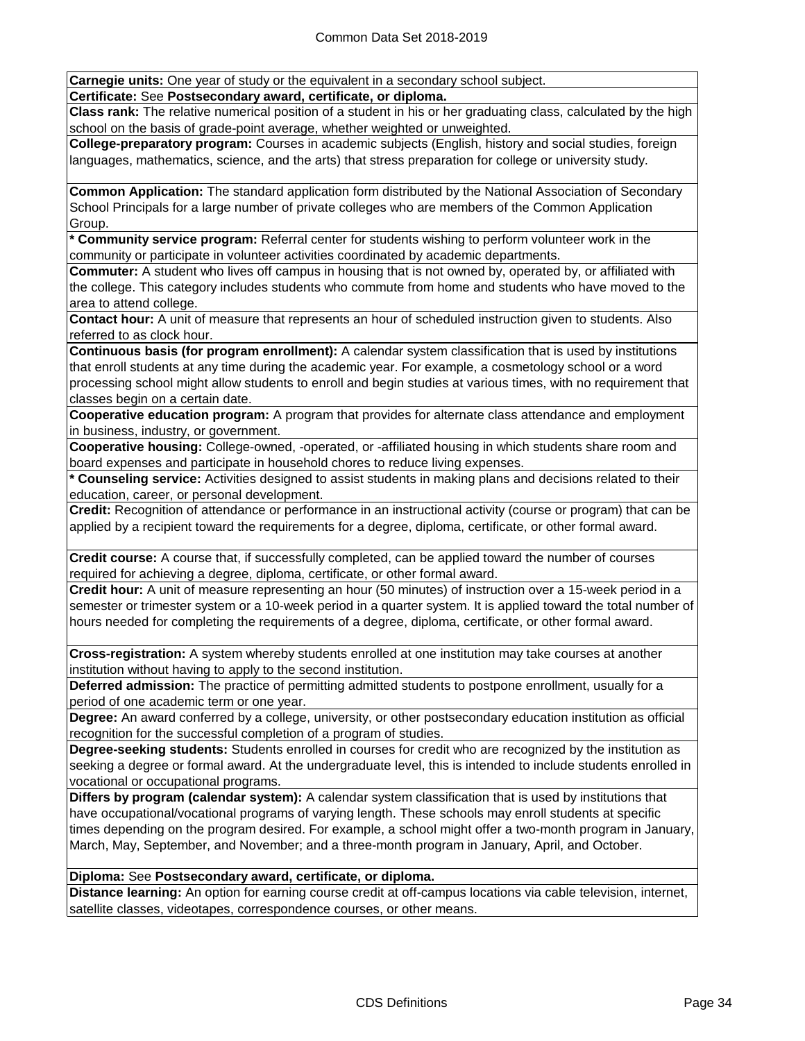**Carnegie units:** One year of study or the equivalent in a secondary school subject.

**Certificate:** See **Postsecondary award, certificate, or diploma.**

**Class rank:** The relative numerical position of a student in his or her graduating class, calculated by the high school on the basis of grade-point average, whether weighted or unweighted.

**College-preparatory program:** Courses in academic subjects (English, history and social studies, foreign languages, mathematics, science, and the arts) that stress preparation for college or university study.

**Common Application:** The standard application form distributed by the National Association of Secondary School Principals for a large number of private colleges who are members of the Common Application Group.

**\* Community service program:** Referral center for students wishing to perform volunteer work in the community or participate in volunteer activities coordinated by academic departments.

**Commuter:** A student who lives off campus in housing that is not owned by, operated by, or affiliated with the college. This category includes students who commute from home and students who have moved to the area to attend college.

**Contact hour:** A unit of measure that represents an hour of scheduled instruction given to students. Also referred to as clock hour.

**Continuous basis (for program enrollment):** A calendar system classification that is used by institutions that enroll students at any time during the academic year. For example, a cosmetology school or a word processing school might allow students to enroll and begin studies at various times, with no requirement that classes begin on a certain date.

**Cooperative education program:** A program that provides for alternate class attendance and employment in business, industry, or government.

**Cooperative housing:** College-owned, -operated, or -affiliated housing in which students share room and board expenses and participate in household chores to reduce living expenses.

**\* Counseling service:** Activities designed to assist students in making plans and decisions related to their education, career, or personal development.

**Credit:** Recognition of attendance or performance in an instructional activity (course or program) that can be applied by a recipient toward the requirements for a degree, diploma, certificate, or other formal award.

**Credit course:** A course that, if successfully completed, can be applied toward the number of courses required for achieving a degree, diploma, certificate, or other formal award.

**Credit hour:** A unit of measure representing an hour (50 minutes) of instruction over a 15-week period in a semester or trimester system or a 10-week period in a quarter system. It is applied toward the total number of hours needed for completing the requirements of a degree, diploma, certificate, or other formal award.

**Cross-registration:** A system whereby students enrolled at one institution may take courses at another institution without having to apply to the second institution.

**Deferred admission:** The practice of permitting admitted students to postpone enrollment, usually for a period of one academic term or one year.

**Degree:** An award conferred by a college, university, or other postsecondary education institution as official recognition for the successful completion of a program of studies.

**Degree-seeking students:** Students enrolled in courses for credit who are recognized by the institution as seeking a degree or formal award. At the undergraduate level, this is intended to include students enrolled in vocational or occupational programs.

**Differs by program (calendar system):** A calendar system classification that is used by institutions that have occupational/vocational programs of varying length. These schools may enroll students at specific times depending on the program desired. For example, a school might offer a two-month program in January, March, May, September, and November; and a three-month program in January, April, and October.

**Diploma:** See **Postsecondary award, certificate, or diploma.**

**Distance learning:** An option for earning course credit at off-campus locations via cable television, internet, satellite classes, videotapes, correspondence courses, or other means.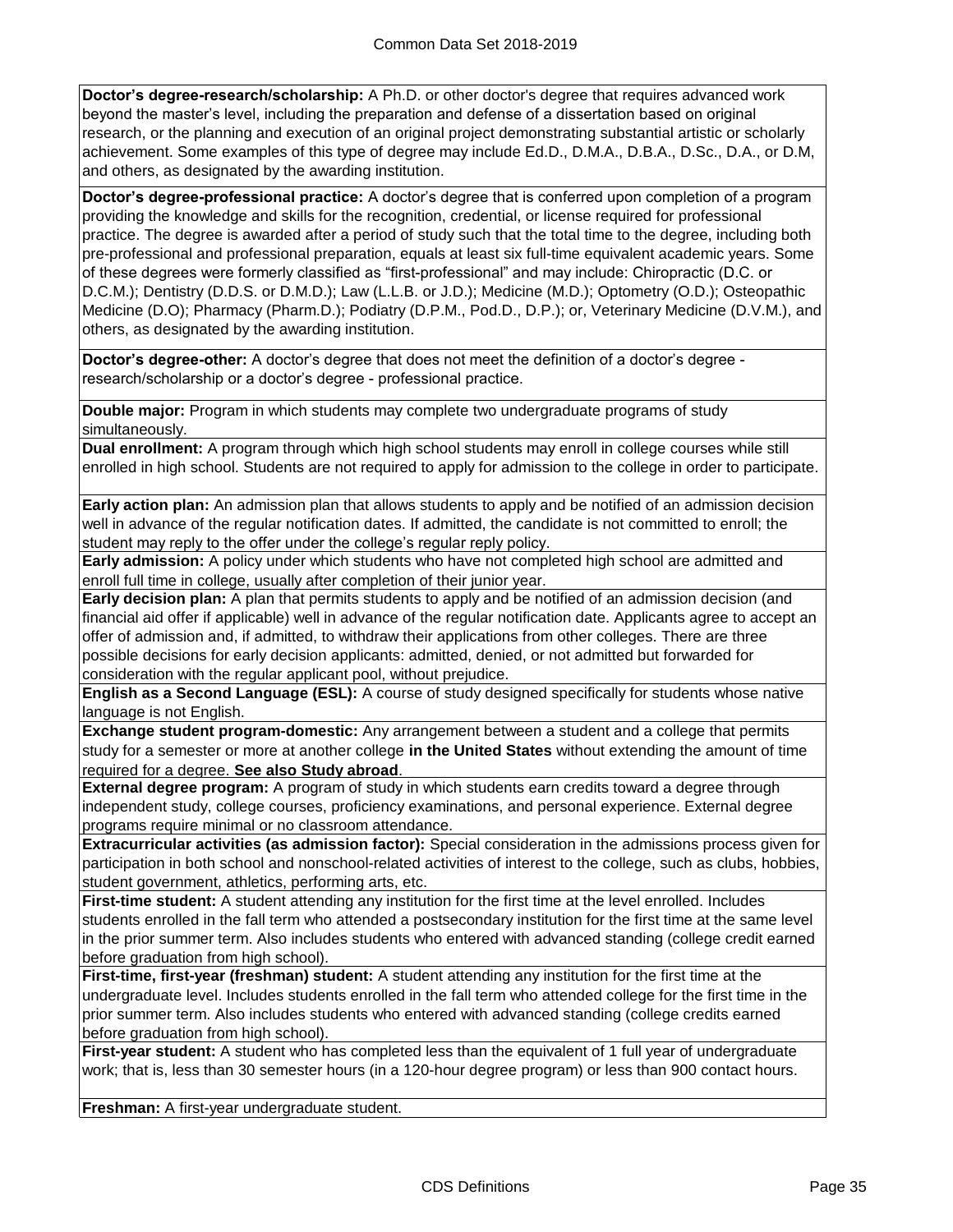**Doctor's degree-research/scholarship:** A Ph.D. or other doctor's degree that requires advanced work beyond the master's level, including the preparation and defense of a dissertation based on original research, or the planning and execution of an original project demonstrating substantial artistic or scholarly achievement. Some examples of this type of degree may include Ed.D., D.M.A., D.B.A., D.Sc., D.A., or D.M, and others, as designated by the awarding institution.

**Doctor's degree-professional practice:** A doctor's degree that is conferred upon completion of a program providing the knowledge and skills for the recognition, credential, or license required for professional practice. The degree is awarded after a period of study such that the total time to the degree, including both pre-professional and professional preparation, equals at least six full-time equivalent academic years. Some of these degrees were formerly classified as "first-professional" and may include: Chiropractic (D.C. or D.C.M.); Dentistry (D.D.S. or D.M.D.); Law (L.L.B. or J.D.); Medicine (M.D.); Optometry (O.D.); Osteopathic Medicine (D.O); Pharmacy (Pharm.D.); Podiatry (D.P.M., Pod.D., D.P.); or, Veterinary Medicine (D.V.M.), and others, as designated by the awarding institution.

**Doctor's degree-other:** A doctor's degree that does not meet the definition of a doctor's degree - research/scholarship or a doctor's degree - professional practice.

**Double major:** Program in which students may complete two undergraduate programs of study simultaneously.

**Dual enrollment:** A program through which high school students may enroll in college courses while still enrolled in high school. Students are not required to apply for admission to the college in order to participate.

**Early action plan:** An admission plan that allows students to apply and be notified of an admission decision well in advance of the regular notification dates. If admitted, the candidate is not committed to enroll; the student may reply to the offer under the college's regular reply policy.

**Early admission:** A policy under which students who have not completed high school are admitted and enroll full time in college, usually after completion of their junior year.

**Early decision plan:** A plan that permits students to apply and be notified of an admission decision (and financial aid offer if applicable) well in advance of the regular notification date. Applicants agree to accept an offer of admission and, if admitted, to withdraw their applications from other colleges. There are three possible decisions for early decision applicants: admitted, denied, or not admitted but forwarded for consideration with the regular applicant pool, without prejudice.

**English as a Second Language (ESL):** A course of study designed specifically for students whose native language is not English.

**Exchange student program-domestic:** Any arrangement between a student and a college that permits study for a semester or more at another college **in the United States** without extending the amount of time required for a degree. **See also Study abroad**.

**External degree program:** A program of study in which students earn credits toward a degree through independent study, college courses, proficiency examinations, and personal experience. External degree programs require minimal or no classroom attendance.

**Extracurricular activities (as admission factor):** Special consideration in the admissions process given for participation in both school and nonschool-related activities of interest to the college, such as clubs, hobbies, student government, athletics, performing arts, etc.

**First-time student:** A student attending any institution for the first time at the level enrolled. Includes students enrolled in the fall term who attended a postsecondary institution for the first time at the same level in the prior summer term. Also includes students who entered with advanced standing (college credit earned before graduation from high school).

**First-time, first-year (freshman) student:** A student attending any institution for the first time at the undergraduate level. Includes students enrolled in the fall term who attended college for the first time in the prior summer term. Also includes students who entered with advanced standing (college credits earned before graduation from high school).

**First-year student:** A student who has completed less than the equivalent of 1 full year of undergraduate work; that is, less than 30 semester hours (in a 120-hour degree program) or less than 900 contact hours.

**Freshman:** A first-year undergraduate student.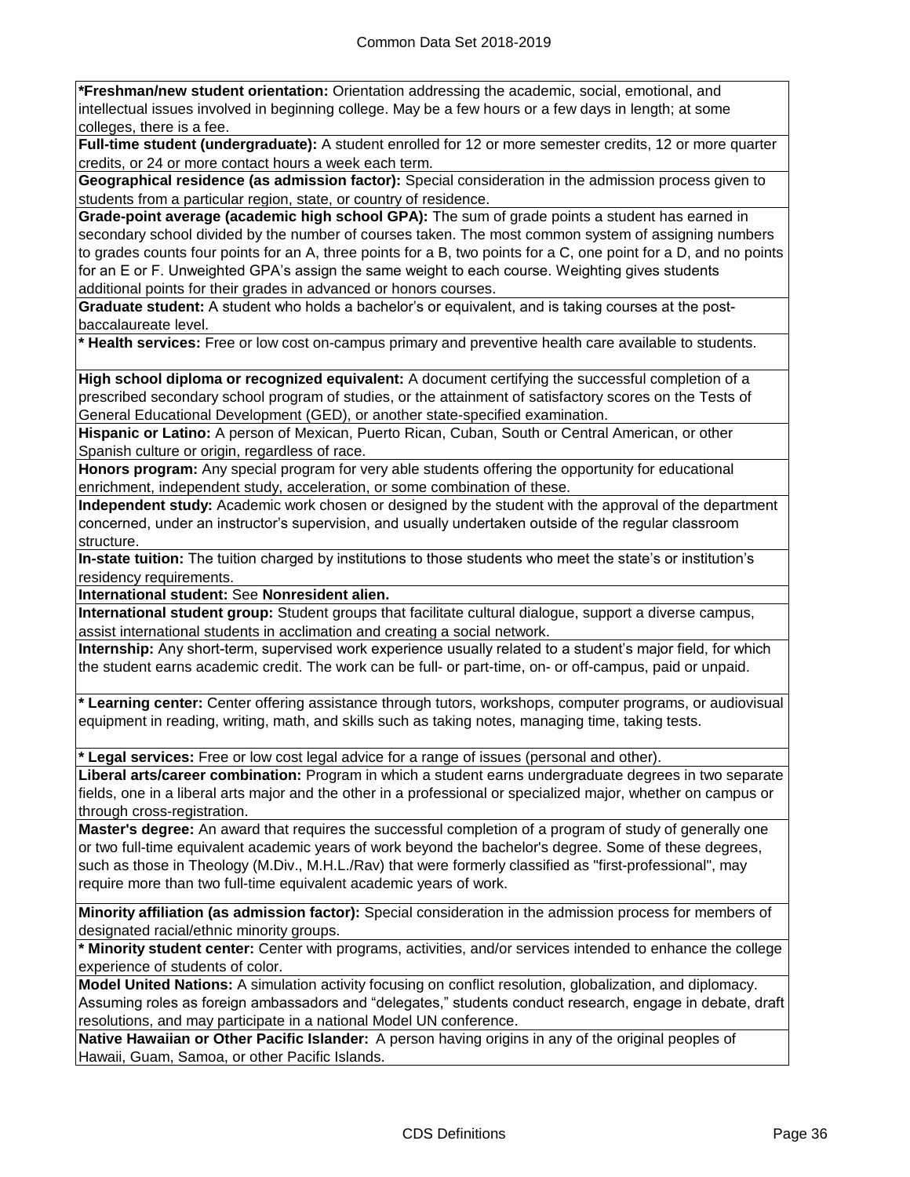**\*Freshman/new student orientation:** Orientation addressing the academic, social, emotional, and intellectual issues involved in beginning college. May be a few hours or a few days in length; at some colleges, there is a fee.

**Full-time student (undergraduate):** A student enrolled for 12 or more semester credits, 12 or more quarter credits, or 24 or more contact hours a week each term.

**Geographical residence (as admission factor):** Special consideration in the admission process given to students from a particular region, state, or country of residence.

**Grade-point average (academic high school GPA):** The sum of grade points a student has earned in secondary school divided by the number of courses taken. The most common system of assigning numbers to grades counts four points for an A, three points for a B, two points for a C, one point for a D, and no points for an E or F. Unweighted GPA's assign the same weight to each course. Weighting gives students additional points for their grades in advanced or honors courses.

**Graduate student:** A student who holds a bachelor's or equivalent, and is taking courses at the post-baccalaureate level.

**\* Health services:** Free or low cost on-campus primary and preventive health care available to students.

**High school diploma or recognized equivalent:** A document certifying the successful completion of a prescribed secondary school program of studies, or the attainment of satisfactory scores on the Tests of General Educational Development (GED), or another state-specified examination.

**Hispanic or Latino:** A person of Mexican, Puerto Rican, Cuban, South or Central American, or other Spanish culture or origin, regardless of race.

**Honors program:** Any special program for very able students offering the opportunity for educational enrichment, independent study, acceleration, or some combination of these.

**Independent study:** Academic work chosen or designed by the student with the approval of the department concerned, under an instructor's supervision, and usually undertaken outside of the regular classroom structure.

**In-state tuition:** The tuition charged by institutions to those students who meet the state's or institution's residency requirements.

**International student:** See **Nonresident alien.**

**International student group:** Student groups that facilitate cultural dialogue, support a diverse campus, assist international students in acclimation and creating a social network.

**Internship:** Any short-term, supervised work experience usually related to a student's major field, for which the student earns academic credit. The work can be full- or part-time, on- or off-campus, paid or unpaid.

**\* Learning center:** Center offering assistance through tutors, workshops, computer programs, or audiovisual equipment in reading, writing, math, and skills such as taking notes, managing time, taking tests.

**\* Legal services:** Free or low cost legal advice for a range of issues (personal and other).

**Liberal arts/career combination:** Program in which a student earns undergraduate degrees in two separate fields, one in a liberal arts major and the other in a professional or specialized major, whether on campus or through cross-registration.

**Master's degree:** An award that requires the successful completion of a program of study of generally one or two full-time equivalent academic years of work beyond the bachelor's degree. Some of these degrees, such as those in Theology (M.Div., M.H.L./Rav) that were formerly classified as "first-professional", may require more than two full-time equivalent academic years of work.

**Minority affiliation (as admission factor):** Special consideration in the admission process for members of designated racial/ethnic minority groups.

**\* Minority student center:** Center with programs, activities, and/or services intended to enhance the college experience of students of color.

**Model United Nations:** A simulation activity focusing on conflict resolution, globalization, and diplomacy. Assuming roles as foreign ambassadors and "delegates," students conduct research, engage in debate, draft resolutions, and may participate in a national Model UN conference.

**Native Hawaiian or Other Pacific Islander:** A person having origins in any of the original peoples of Hawaii, Guam, Samoa, or other Pacific Islands.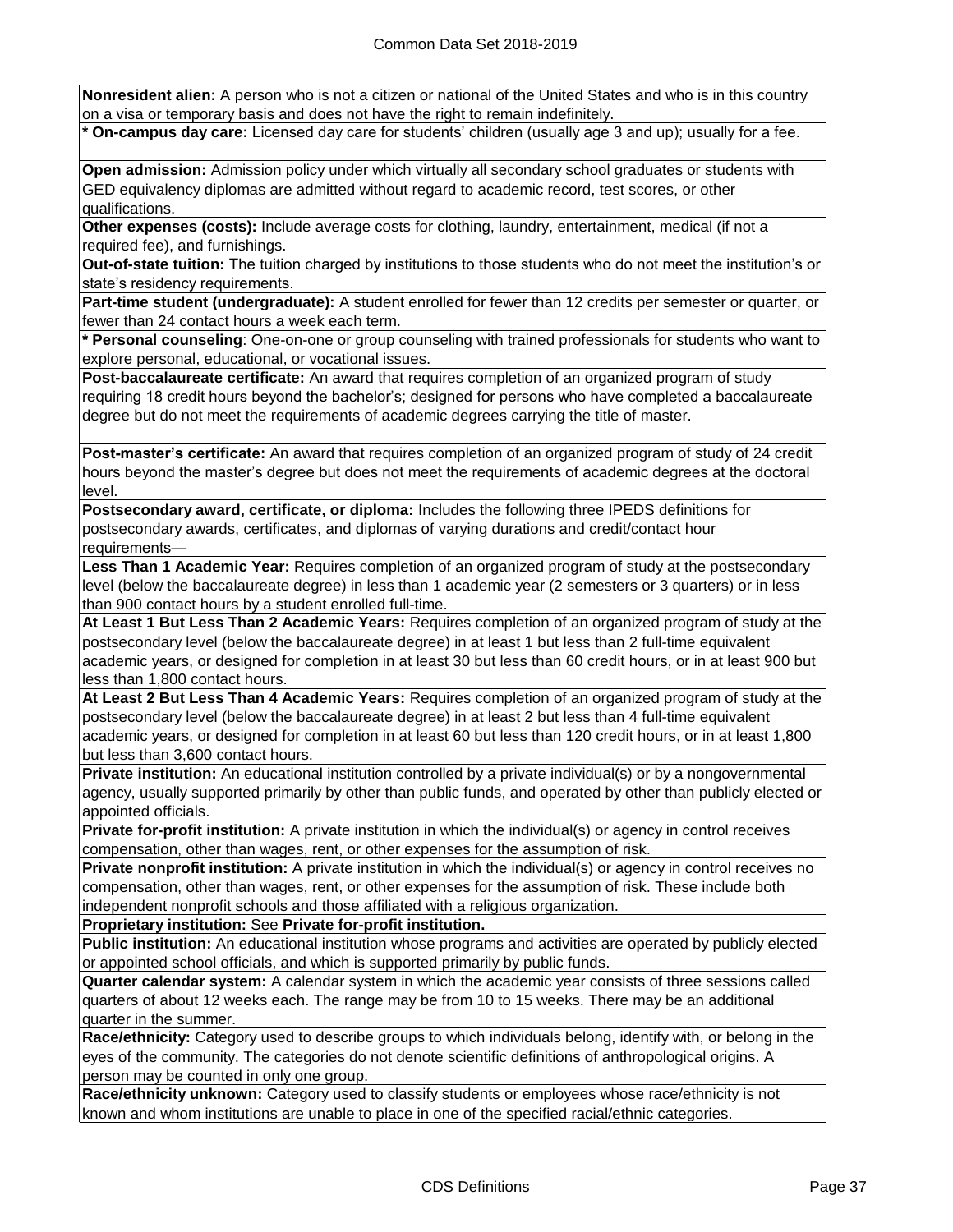**Nonresident alien:** A person who is not a citizen or national of the United States and who is in this country on a visa or temporary basis and does not have the right to remain indefinitely.

**\* On-campus day care:** Licensed day care for students' children (usually age 3 and up); usually for a fee.

**Open admission:** Admission policy under which virtually all secondary school graduates or students with GED equivalency diplomas are admitted without regard to academic record, test scores, or other qualifications.

**Other expenses (costs):** Include average costs for clothing, laundry, entertainment, medical (if not a required fee), and furnishings.

**Out-of-state tuition:** The tuition charged by institutions to those students who do not meet the institution's or state's residency requirements.

**Part-time student (undergraduate):** A student enrolled for fewer than 12 credits per semester or quarter, or fewer than 24 contact hours a week each term.

**\* Personal counseling**: One-on-one or group counseling with trained professionals for students who want to explore personal, educational, or vocational issues.

**Post-baccalaureate certificate:** An award that requires completion of an organized program of study requiring 18 credit hours beyond the bachelor's; designed for persons who have completed a baccalaureate degree but do not meet the requirements of academic degrees carrying the title of master.

**Post-master's certificate:** An award that requires completion of an organized program of study of 24 credit hours beyond the master's degree but does not meet the requirements of academic degrees at the doctoral level.

**Postsecondary award, certificate, or diploma:** Includes the following three IPEDS definitions for postsecondary awards, certificates, and diplomas of varying durations and credit/contact hour requirements—

**Less Than 1 Academic Year:** Requires completion of an organized program of study at the postsecondary level (below the baccalaureate degree) in less than 1 academic year (2 semesters or 3 quarters) or in less than 900 contact hours by a student enrolled full-time.

**At Least 1 But Less Than 2 Academic Years:** Requires completion of an organized program of study at the postsecondary level (below the baccalaureate degree) in at least 1 but less than 2 full-time equivalent academic years, or designed for completion in at least 30 but less than 60 credit hours, or in at least 900 but less than 1,800 contact hours.

**At Least 2 But Less Than 4 Academic Years:** Requires completion of an organized program of study at the postsecondary level (below the baccalaureate degree) in at least 2 but less than 4 full-time equivalent academic years, or designed for completion in at least 60 but less than 120 credit hours, or in at least 1,800 but less than 3,600 contact hours.

**Private institution:** An educational institution controlled by a private individual(s) or by a nongovernmental agency, usually supported primarily by other than public funds, and operated by other than publicly elected or appointed officials.

**Private for-profit institution:** A private institution in which the individual(s) or agency in control receives compensation, other than wages, rent, or other expenses for the assumption of risk.

**Private nonprofit institution:** A private institution in which the individual(s) or agency in control receives no compensation, other than wages, rent, or other expenses for the assumption of risk. These include both independent nonprofit schools and those affiliated with a religious organization.

**Proprietary institution:** See **Private for-profit institution.**

**Public institution:** An educational institution whose programs and activities are operated by publicly elected or appointed school officials, and which is supported primarily by public funds.

**Quarter calendar system:** A calendar system in which the academic year consists of three sessions called quarters of about 12 weeks each. The range may be from 10 to 15 weeks. There may be an additional quarter in the summer.

**Race/ethnicity:** Category used to describe groups to which individuals belong, identify with, or belong in the eyes of the community. The categories do not denote scientific definitions of anthropological origins. A person may be counted in only one group.

**Race/ethnicity unknown:** Category used to classify students or employees whose race/ethnicity is not known and whom institutions are unable to place in one of the specified racial/ethnic categories.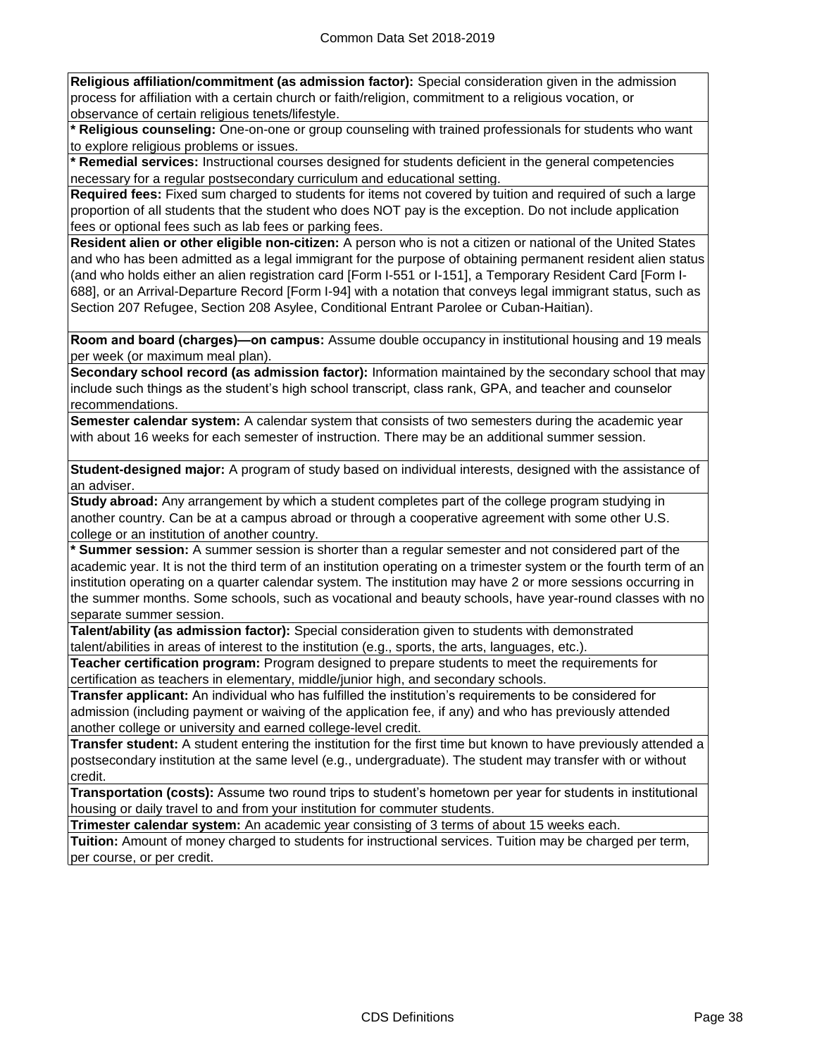**Religious affiliation/commitment (as admission factor):** Special consideration given in the admission process for affiliation with a certain church or faith/religion, commitment to a religious vocation, or observance of certain religious tenets/lifestyle.

**\* Religious counseling:** One-on-one or group counseling with trained professionals for students who want to explore religious problems or issues.

**\* Remedial services:** Instructional courses designed for students deficient in the general competencies necessary for a regular postsecondary curriculum and educational setting.

**Required fees:** Fixed sum charged to students for items not covered by tuition and required of such a large proportion of all students that the student who does NOT pay is the exception. Do not include application fees or optional fees such as lab fees or parking fees.

**Resident alien or other eligible non-citizen:** A person who is not a citizen or national of the United States and who has been admitted as a legal immigrant for the purpose of obtaining permanent resident alien status (and who holds either an alien registration card [Form I-551 or I-151], a Temporary Resident Card [Form I-688], or an Arrival-Departure Record [Form I-94] with a notation that conveys legal immigrant status, such as Section 207 Refugee, Section 208 Asylee, Conditional Entrant Parolee or Cuban-Haitian).

**Room and board (charges)—on campus:** Assume double occupancy in institutional housing and 19 meals per week (or maximum meal plan).

**Secondary school record (as admission factor):** Information maintained by the secondary school that may include such things as the student's high school transcript, class rank, GPA, and teacher and counselor recommendations.

**Semester calendar system:** A calendar system that consists of two semesters during the academic year with about 16 weeks for each semester of instruction. There may be an additional summer session.

**Student-designed major:** A program of study based on individual interests, designed with the assistance of an adviser.

**Study abroad:** Any arrangement by which a student completes part of the college program studying in another country. Can be at a campus abroad or through a cooperative agreement with some other U.S. college or an institution of another country.

**\* Summer session:** A summer session is shorter than a regular semester and not considered part of the academic year. It is not the third term of an institution operating on a trimester system or the fourth term of an institution operating on a quarter calendar system. The institution may have 2 or more sessions occurring in the summer months. Some schools, such as vocational and beauty schools, have year-round classes with no separate summer session.

**Talent/ability (as admission factor):** Special consideration given to students with demonstrated talent/abilities in areas of interest to the institution (e.g., sports, the arts, languages, etc.).

**Teacher certification program:** Program designed to prepare students to meet the requirements for certification as teachers in elementary, middle/junior high, and secondary schools.

**Transfer applicant:** An individual who has fulfilled the institution's requirements to be considered for admission (including payment or waiving of the application fee, if any) and who has previously attended another college or university and earned college-level credit.

**Transfer student:** A student entering the institution for the first time but known to have previously attended a postsecondary institution at the same level (e.g., undergraduate). The student may transfer with or without credit.

**Transportation (costs):** Assume two round trips to student's hometown per year for students in institutional housing or daily travel to and from your institution for commuter students.

**Trimester calendar system:** An academic year consisting of 3 terms of about 15 weeks each.

**Tuition:** Amount of money charged to students for instructional services. Tuition may be charged per term, per course, or per credit.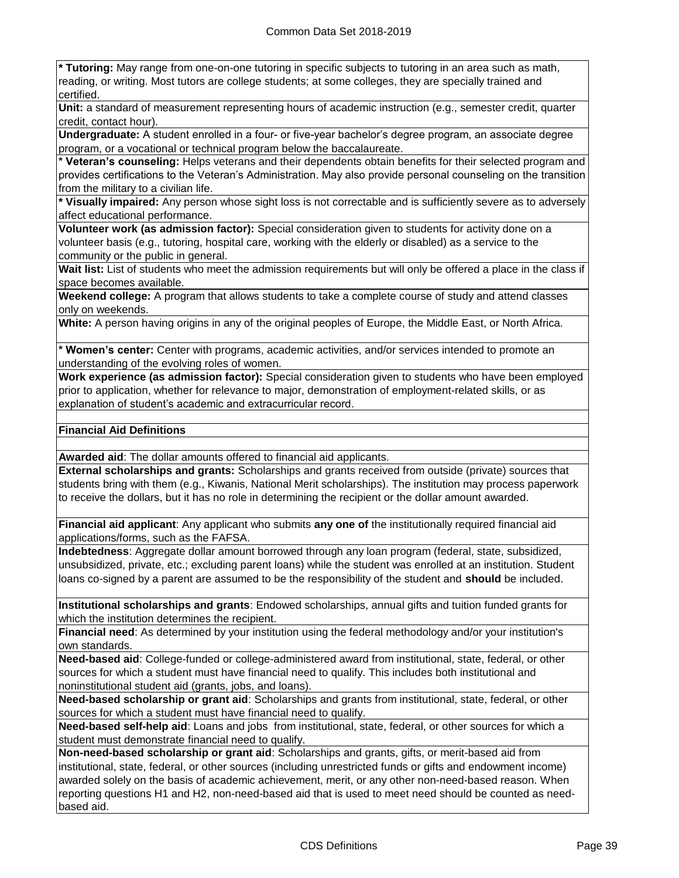**\* Tutoring:** May range from one-on-one tutoring in specific subjects to tutoring in an area such as math, reading, or writing. Most tutors are college students; at some colleges, they are specially trained and certified.

**Unit:** a standard of measurement representing hours of academic instruction (e.g., semester credit, quarter credit, contact hour).

**Undergraduate:** A student enrolled in a four- or five-year bachelor's degree program, an associate degree program, or a vocational or technical program below the baccalaureate.

**\* Veteran's counseling:** Helps veterans and their dependents obtain benefits for their selected program and provides certifications to the Veteran's Administration. May also provide personal counseling on the transition from the military to a civilian life.

**\* Visually impaired:** Any person whose sight loss is not correctable and is sufficiently severe as to adversely affect educational performance.

**Volunteer work (as admission factor):** Special consideration given to students for activity done on a volunteer basis (e.g., tutoring, hospital care, working with the elderly or disabled) as a service to the community or the public in general.

**Wait list:** List of students who meet the admission requirements but will only be offered a place in the class if space becomes available.

**Weekend college:** A program that allows students to take a complete course of study and attend classes only on weekends.

**White:** A person having origins in any of the original peoples of Europe, the Middle East, or North Africa.

**\* Women's center:** Center with programs, academic activities, and/or services intended to promote an understanding of the evolving roles of women.

**Work experience (as admission factor):** Special consideration given to students who have been employed prior to application, whether for relevance to major, demonstration of employment-related skills, or as explanation of student's academic and extracurricular record.

**Financial Aid Definitions**

**Awarded aid**: The dollar amounts offered to financial aid applicants.

**External scholarships and grants:** Scholarships and grants received from outside (private) sources that students bring with them (e.g., Kiwanis, National Merit scholarships). The institution may process paperwork to receive the dollars, but it has no role in determining the recipient or the dollar amount awarded.

**Financial aid applicant**: Any applicant who submits **any one of** the institutionally required financial aid applications/forms, such as the FAFSA.

**Indebtedness**: Aggregate dollar amount borrowed through any loan program (federal, state, subsidized, unsubsidized, private, etc.; excluding parent loans) while the student was enrolled at an institution. Student loans co-signed by a parent are assumed to be the responsibility of the student and **should** be included.

**Institutional scholarships and grants**: Endowed scholarships, annual gifts and tuition funded grants for which the institution determines the recipient.

**Financial need**: As determined by your institution using the federal methodology and/or your institution's own standards.

**Need-based aid**: College-funded or college-administered award from institutional, state, federal, or other sources for which a student must have financial need to qualify. This includes both institutional and noninstitutional student aid (grants, jobs, and loans).

**Need-based scholarship or grant aid**: Scholarships and grants from institutional, state, federal, or other sources for which a student must have financial need to qualify.

**Need-based self-help aid**: Loans and jobs from institutional, state, federal, or other sources for which a student must demonstrate financial need to qualify.

**Non-need-based scholarship or grant aid**: Scholarships and grants, gifts, or merit-based aid from institutional, state, federal, or other sources (including unrestricted funds or gifts and endowment income) awarded solely on the basis of academic achievement, merit, or any other non-need-based reason. When reporting questions H1 and H2, non-need-based aid that is used to meet need should be counted as need-based aid.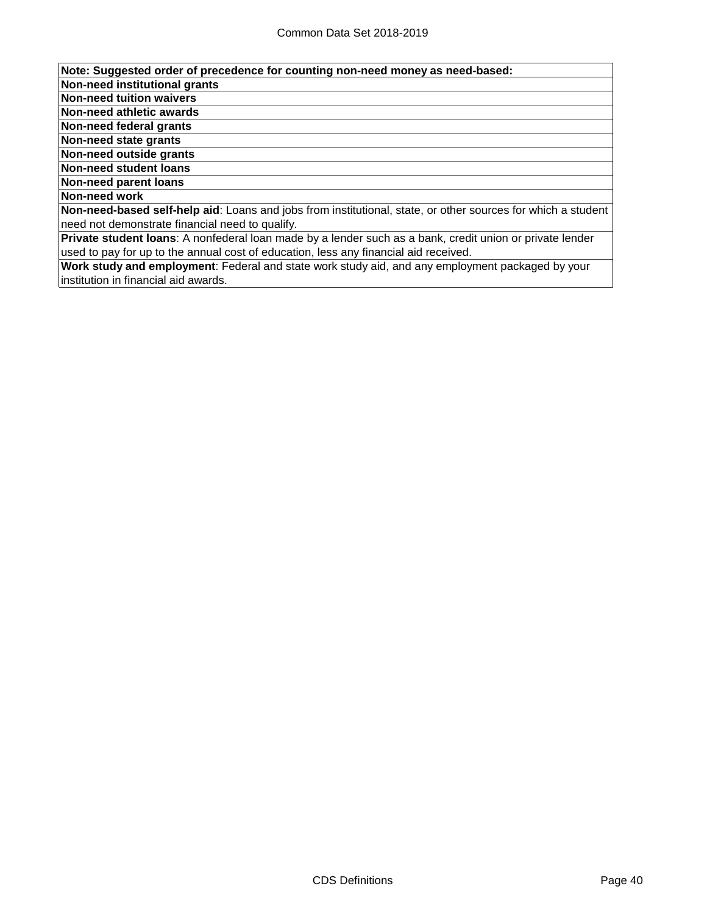| |
|---|
| **Note: Suggested order of precedence for counting non-need money as need-based:** |
| **Non-need institutional grants** |
| **Non-need tuition waivers** |
| **Non-need athletic awards** |
| **Non-need federal grants** |
| **Non-need state grants** |
| **Non-need outside grants** |
| **Non-need student loans** |
| **Non-need parent loans** |
| **Non-need work** |
| **Non-need-based self-help aid**: Loans and jobs from institutional, state, or other sources for which a student need not demonstrate financial need to qualify. |
| **Private student loans**: A nonfederal loan made by a lender such as a bank, credit union or private lender used to pay for up to the annual cost of education, less any financial aid received. |
| **Work study and employment**: Federal and state work study aid, and any employment packaged by your institution in financial aid awards. |